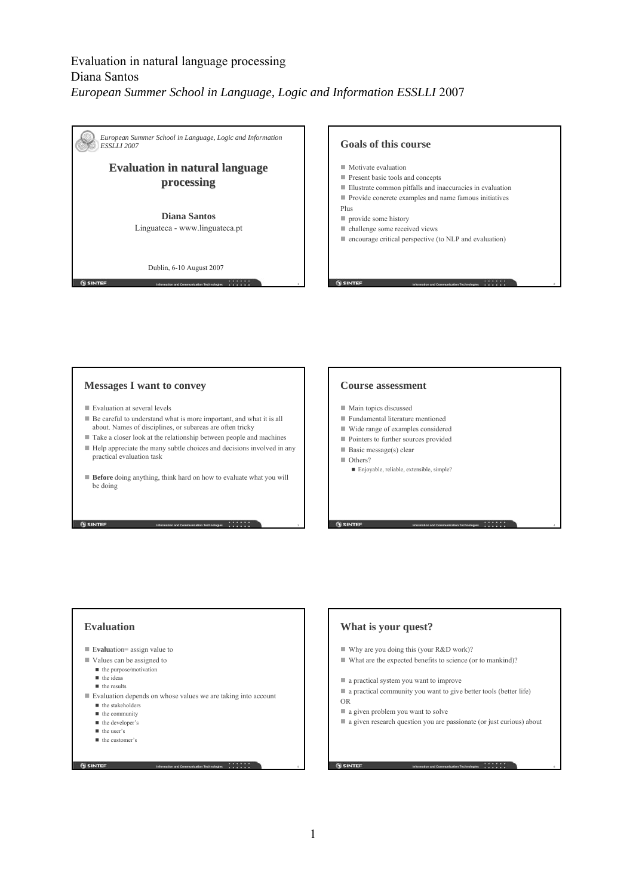Evaluation in natural language processing
Diana Santos
*European Summer School in Language, Logic and Information ESSLLI* 2007

*European Summer School in Language, Logic and Information ESSLLI 2007*

# Evaluation in natural language processing

**Diana Santos**
Linguateca - www.linguateca.pt

Dublin, 6-10 August 2007

## Goals of this course

- Motivate evaluation
- Present basic tools and concepts
- Illustrate common pitfalls and inaccuracies in evaluation
- Provide concrete examples and name famous initiatives

Plus

- provide some history
- challenge some received views
- encourage critical perspective (to NLP and evaluation)

## Messages I want to convey

- Evaluation at several levels
- Be careful to understand what is more important, and what it is all about. Names of disciplines, or subareas are often tricky
- Take a closer look at the relationship between people and machines
- Help appreciate the many subtle choices and decisions involved in any practical evaluation task
- **Before** doing anything, think hard on how to evaluate what you will be doing

## Course assessment

- Main topics discussed
- Fundamental literature mentioned
- Wide range of examples considered
- Pointers to further sources provided
- Basic message(s) clear
- Others?
  - Enjoyable, reliable, extensible, simple?

## Evaluation

- E**valu**ation= assign value to
- Values can be assigned to
  - the purpose/motivation
  - the ideas
  - the results
- Evaluation depends on whose values we are taking into account
  - the stakeholders
  - the community
  - the developer's
  - the user's
  - the customer's

## What is your quest?

- Why are you doing this (your R&D work)?
- What are the expected benefits to science (or to mankind)?

- a practical system you want to improve
- a practical community you want to give better tools (better life)

OR

- a given problem you want to solve
- a given research question you are passionate (or just curious) about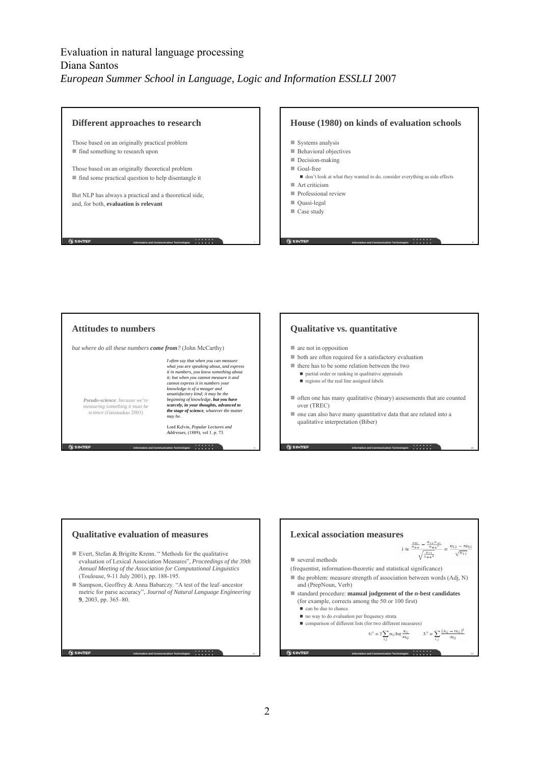Evaluation in natural language processing
Diana Santos
*European Summer School in Language, Logic and Information ESSLLI* 2007

## Different approaches to research

Those based on an originally practical problem

- find something to research upon

Those based on an originally theoretical problem

- find some practical question to help disentangle it

But NLP has always a practical and a theoretical side, and, for both, **evaluation is relevant**

## House (1980) on kinds of evaluation schools

- Systems analysis
- Behavioral objectives
- Decision-making
- Goal-free
  - don't look at what they wanted to do, consider everything as side effects
- Art criticism
- Professional review
- Quasi-legal
- Case study

## Attitudes to numbers

*but where do all these numbers **come from**?* (John McCarthy)

***Pseudo-science**: because we're measuring something it must be science* (Gaizauskas 2003)

*I often say that when you can measure what you are speaking about, and express it in numbers, you know something about it; but when you cannot measure it and cannot express it in numbers your knowledge is of a meager and unsatisfactory kind; it may be the beginning of knowledge, **but you have scarcely, in your thoughts, advanced to the stage of science**, whatever the matter may be.*

Lord Kelvin, *Popular Lectures and Addresses*, (1889), vol 1. p. 73.

## Qualitative vs. quantitative

- are not in opposition
- both are often required for a satisfactory evaluation
- there has to be some relation between the two
  - partial order or ranking in qualitative appraisals
  - regions of the real line assigned labels
- often one has many qualitative (binary) assessments that are counted over (TREC)
- one can also have many quantitative data that are related into a qualitative interpretation (Biber)

## Qualitative evaluation of measures

- Evert, Stefan & Brigitte Krenn. " Methods for the qualitative evaluation of Lexical Association Measures", *Proceedings of the 39th Annual Meeting of the Association for Computational Linguistics* (Toulouse, 9-11 July 2001), pp. 188-195.
- Sampson, Geoffrey & Anna Babarczy. "A test of the leaf–ancestor metric for parse accuracy", *Journal of Natural Language Engineering* **9**, 2003, pp. 365–80.

## Lexical association measures

$$t \approx \frac{\frac{n_{11}}{n_{++}} - \frac{n_{1+}n_{+1}}{n_{++}^2}}{\sqrt{\frac{n_{11}}{n_{++}^2}}} = \frac{n_{11} - m_{11}}{\sqrt{n_{11}}}$$

- several methods

(frequentist, information-theoretic and statistical significance)

- the problem: measure strength of association between words (Adj, N) and (PrepNoun, Verb)
- standard procedure: **manual judgement of the *n*-best candidates** (for example, corrects among the 50 or 100 first)
  - can be due to chance
  - no way to do evaluation per frequency strata
  - comparison of different lists (for two different measures)

$$G^2 = 2\sum_{i,j} n_{ij} \log \frac{n_{ij}}{m_{ij}} \qquad X^2 = \sum_{i,j} \frac{(n_{ij} - m_{ij})^2}{m_{ij}}$$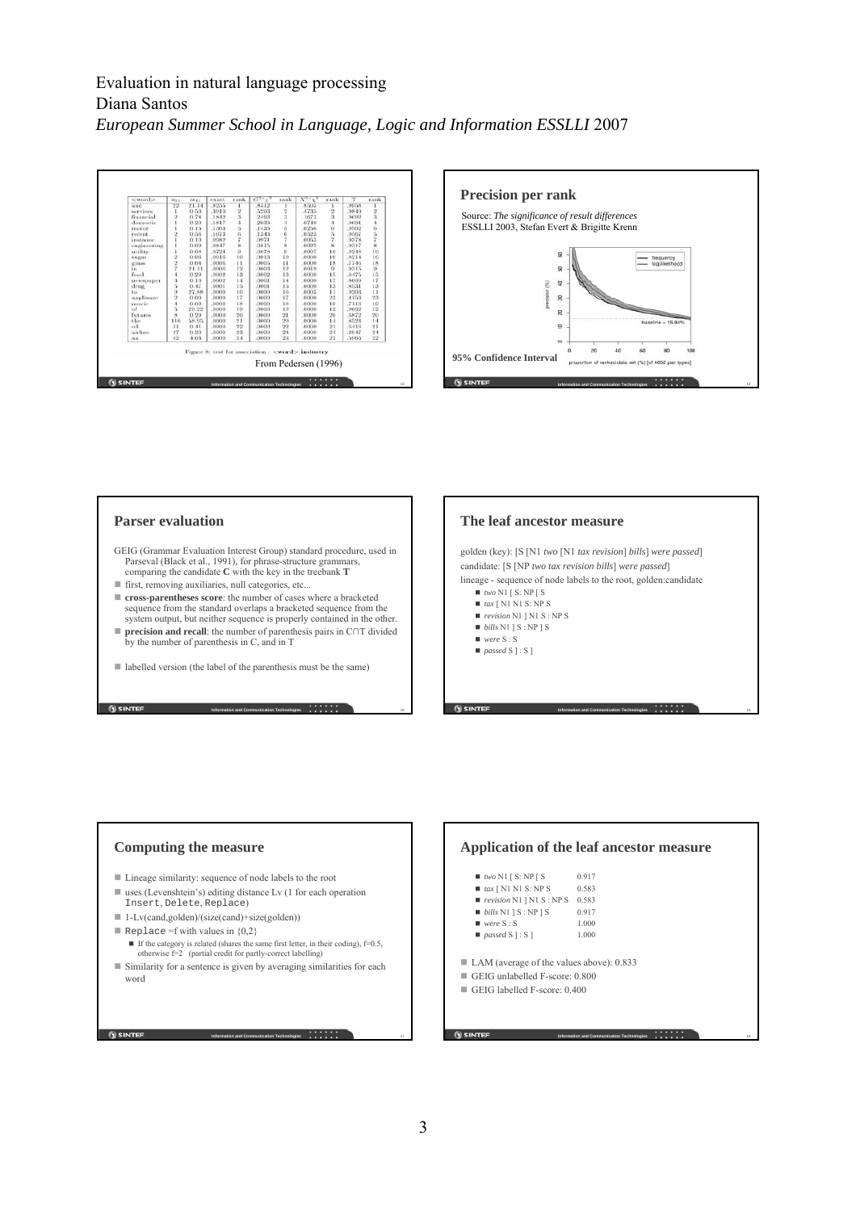Evaluation in natural language processing
Diana Santos
*European Summer School in Language, Logic and Information ESSLLI* 2007

| <word> | $n_{11}$ | $m_{11}$ | exact | rank | $G^2$ | rank | $X^2$ | rank | T | rank |
|---|---|---|---|---|---|---|---|---|---|---|
| and | 22 | 21.14 | .8255 | 1 | .8512 | 1 | .8505 | 1 | .9658 | 1 |
| services | 1 | 0.50 | .3910 | 2 | .5293 | 2 | .4735 | 2 | .9840 | 2 |
| financial | 2 | 0.78 | .1842 | 3 | .2493 | 3 | .1673 | 3 | .9692 | 3 |
| domestic | 1 | 0.20 | .1817 | 4 | .2633 | 4 | .0740 | 4 | .9691 | 4 |
| motor | 1 | 0.15 | .1363 | 5 | .1435 | 5 | .0236 | 9 | .9902 | 6 |
| recent | 2 | 0.56 | .1073 | 6 | .1243 | 6 | .0523 | 5 | .9667 | 5 |
| instance | 1 | 0.10 | .0982 | 7 | .0971 | 7 | .0053 | 7 | .9378 | 7 |
| engineering | 1 | 0.69 | .0847 | 8 | .0815 | 8 | .0022 | 8 | .9317 | 8 |
| utility | 1 | 0.08 | .0724 | 9 | .0678 | 9 | .0007 | 10 | .9248 | 10 |
| sugar | 2 | 0.06 | .0015 | 10 | .0015 | 10 | .0000 | 16 | .8214 | 16 |
| glass | 2 | 0.04 | .0006 | 11 | .0005 | 11 | .0000 | 18 | .7746 | 18 |
| in | 7 | 21.11 | .0005 | 12 | .0003 | 12 | .0019 | 9 | .9315 | 9 |
| food | 4 | 0.29 | .0002 | 13 | .0002 | 13 | .0000 | 15 | .8475 | 15 |
| newspaper | 3 | 0.10 | .0002 | 14 | .0001 | 14 | .0000 | 17 | .8009 | 17 |
| drug | 5 | 0.47 | .0001 | 15 | .0001 | 15 | .0000 | 13 | .8531 | 13 |
| to | 9 | 27.88 | .0000 | 16 | .0000 | 16 | .0002 | 11 | .9203 | 11 |
| appliance | 2 | 0.00 | .0000 | 17 | .0000 | 17 | .0000 | 23 | .4153 | 23 |
| movie | 4 | 0.09 | .0000 | 18 | .0000 | 18 | .0000 | 19 | .7116 | 19 |
| of | 5 | 25.22 | .0000 | 19 | .0000 | 19 | .0000 | 12 | .9002 | 12 |
| futures | 8 | 0.29 | .0000 | 20 | .0000 | 21 | .0000 | 20 | .5872 | 20 |
| the | 116 | 58.95 | .0000 | 21 | .0000 | 20 | .0000 | 14 | .8224 | 14 |
| oil | 11 | 0.41 | .0000 | 22 | .0000 | 22 | .0000 | 21 | .6416 | 21 |
| airline | 17 | 0.20 | .0000 | 23 | .0000 | 24 | .0000 | 24 | .2947 | 24 |
| as | 42 | 4.03 | .0000 | 24 | .0000 | 23 | .0000 | 22 | .5005 | 22 |

Figure 8: test for association : <word> industry

From Pedersen (1996)

## Precision per rank

Source: *The significance of result differences*
ESSLLI 2003, Stefan Evert & Brigitte Krenn

95% Confidence Interval

## Parser evaluation

GEIG (Grammar Evaluation Interest Group) standard procedure, used in Parseval (Black et al., 1991), for phrase-structure grammars, comparing the candidate **C** with the key in the treebank **T**

- first, removing auxiliaries, null categories, etc...
- **cross-parentheses score**: the number of cases where a bracketed sequence from the standard overlaps a bracketed sequence from the system output, but neither sequence is properly contained in the other.
- **precision and recall**: the number of parenthesis pairs in C∩T divided by the number of parenthesis in C, and in T
- labelled version (the label of the parenthesis must be the same)

## The leaf ancestor measure

golden (key): [S [N1 *two* [N1 *tax revision*] *bills*] *were passed*]
candidate: [S [NP *two tax revision bills*] *were passed*]
lineage - sequence of node labels to the root, golden:candidate

- *two* N1 [ S: NP [ S
- *tax* [ N1 N1 S: NP S
- *revision* N1 ] N1 S : NP S
- *bills* N1 ] S : NP ] S
- *were* S : S
- *passed* S ] : S ]

## Computing the measure

- Lineage similarity: sequence of node labels to the root
- uses (Levenshtein's) editing distance Lv (1 for each operation `Insert`, `Delete`, `Replace`)
- 1-Lv(cand,golden)/(size(cand)+size(golden))
- `Replace` =f with values in {0,2}
  - If the category is related (shares the same first letter, in their coding), f=0.5, otherwise f=2 (partial credit for partly-correct labelling)
- Similarity for a sentence is given by averaging similarities for each word

## Application of the leaf ancestor measure

- *two* N1 [ S: NP [ S 0.917
- *tax* [ N1 N1 S: NP S 0.583
- *revision* N1 ] N1 S : NP S 0.583
- *bills* N1 ] S : NP ] S 0.917
- *were* S : S 1.000
- *passed* S ] : S ] 1.000

- LAM (average of the values above): 0.833
- GEIG unlabelled F-score: 0.800
- GEIG labelled F-score: 0.400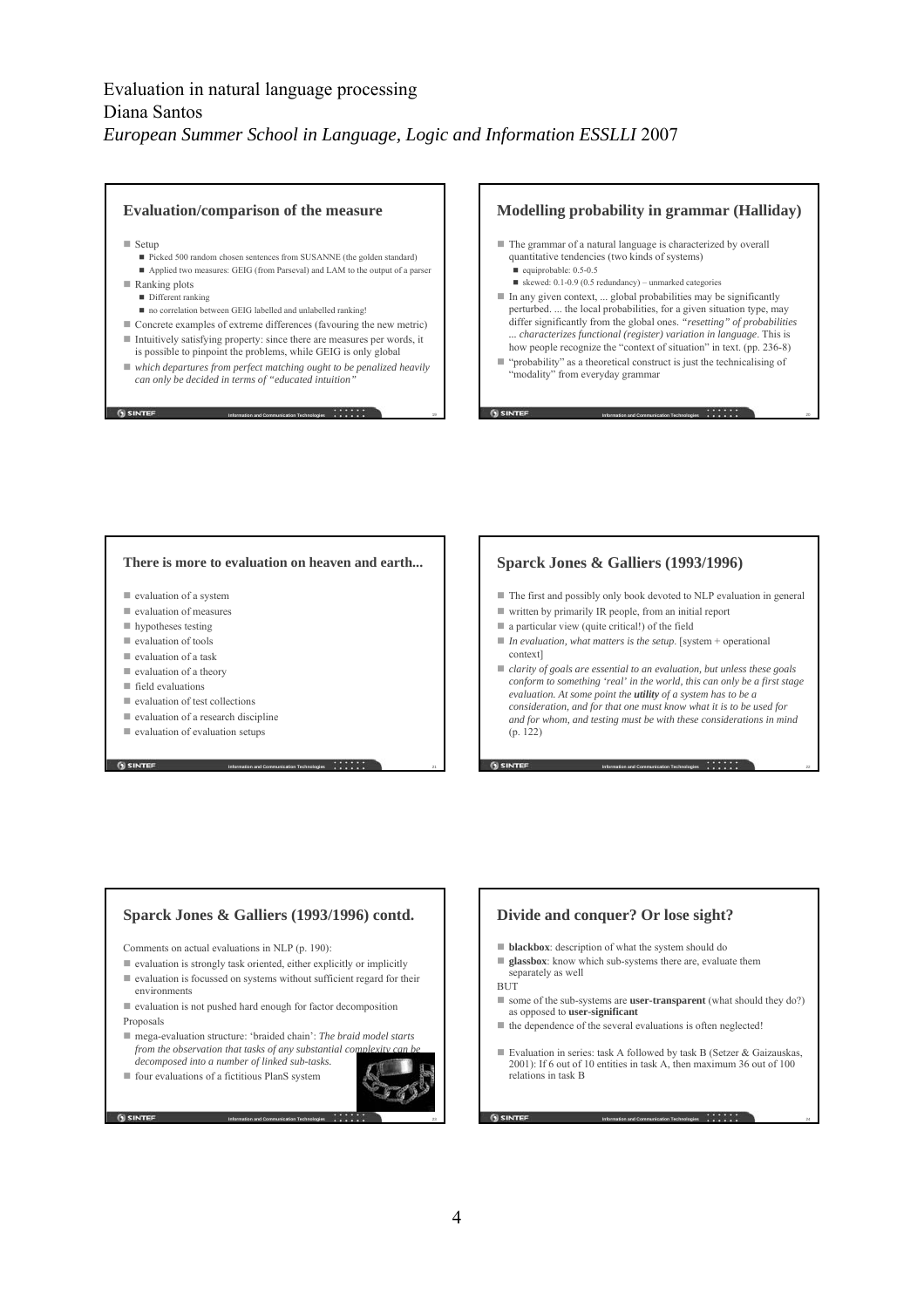Evaluation in natural language processing
Diana Santos
*European Summer School in Language, Logic and Information ESSLLI* 2007

## Evaluation/comparison of the measure

- Setup
  - Picked 500 random chosen sentences from SUSANNE (the golden standard)
  - Applied two measures: GEIG (from Parseval) and LAM to the output of a parser
- Ranking plots
  - Different ranking
  - no correlation between GEIG labelled and unlabelled ranking!
- Concrete examples of extreme differences (favouring the new metric)
- Intuitively satisfying property: since there are measures per words, it is possible to pinpoint the problems, while GEIG is only global
- *which departures from perfect matching ought to be penalized heavily can only be decided in terms of "educated intuition"*

## Modelling probability in grammar (Halliday)

- The grammar of a natural language is characterized by overall quantitative tendencies (two kinds of systems)
  - equiprobable: 0.5-0.5
  - skewed: 0.1-0.9 (0.5 redundancy) – unmarked categories
- In any given context, ... global probabilities may be significantly perturbed. ... the local probabilities, for a given situation type, may differ significantly from the global ones. *"resetting" of probabilities ... characterizes functional (register) variation in language*. This is how people recognize the "context of situation" in text. (pp. 236-8)
- "probability" as a theoretical construct is just the technicalising of "modality" from everyday grammar

## There is more to evaluation on heaven and earth...

- evaluation of a system
- evaluation of measures
- hypotheses testing
- evaluation of tools
- evaluation of a task
- evaluation of a theory
- field evaluations
- evaluation of test collections
- evaluation of a research discipline
- evaluation of evaluation setups

## Sparck Jones & Galliers (1993/1996)

- The first and possibly only book devoted to NLP evaluation in general
- written by primarily IR people, from an initial report
- a particular view (quite critical!) of the field
- *In evaluation, what matters is the setup*. [system + operational context]
- *clarity of goals are essential to an evaluation, but unless these goals conform to something 'real' in the world, this can only be a first stage evaluation. At some point the **utility** of a system has to be a consideration, and for that one must know what it is to be used for and for whom, and testing must be with these considerations in mind* (p. 122)

## Sparck Jones & Galliers (1993/1996) contd.

Comments on actual evaluations in NLP (p. 190):

- evaluation is strongly task oriented, either explicitly or implicitly
- evaluation is focussed on systems without sufficient regard for their environments
- evaluation is not pushed hard enough for factor decomposition

Proposals

- mega-evaluation structure: 'braided chain': *The braid model starts from the observation that tasks of any substantial complexity can be decomposed into a number of linked sub-tasks.*
- four evaluations of a fictitious PlanS system

## Divide and conquer? Or lose sight?

- **blackbox**: description of what the system should do
- **glassbox**: know which sub-systems there are, evaluate them separately as well

BUT

- some of the sub-systems are **user-transparent** (what should they do?) as opposed to **user-significant**
- the dependence of the several evaluations is often neglected!
- Evaluation in series: task A followed by task B (Setzer & Gaizauskas, 2001): If 6 out of 10 entities in task A, then maximum 36 out of 100 relations in task B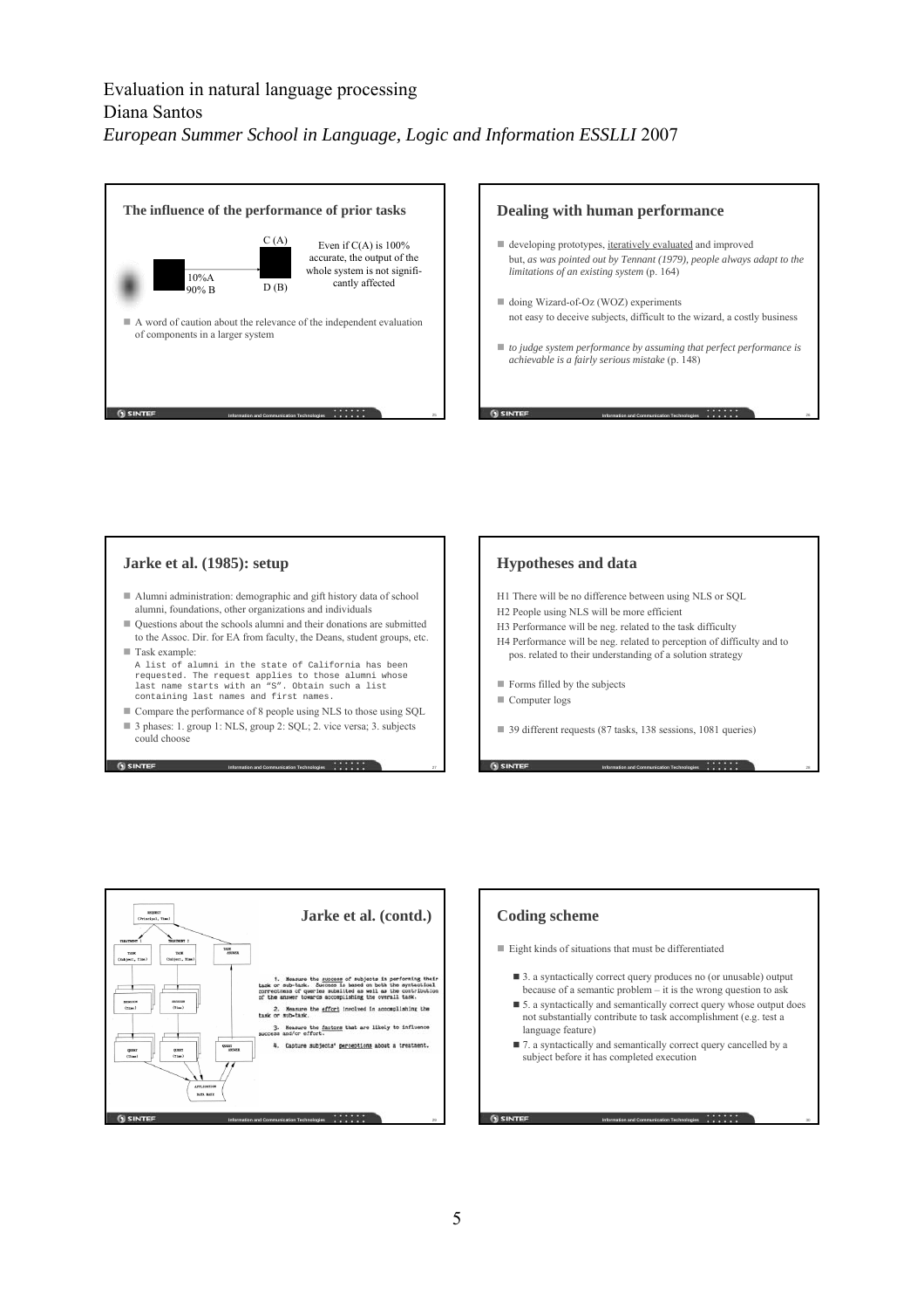Evaluation in natural language processing
Diana Santos
*European Summer School in Language, Logic and Information ESSLLI* 2007

## The influence of the performance of prior tasks

C (A)

10%A
90% B

D (B)

Even if C(A) is 100% accurate, the output of the whole system is not significantly affected

- A word of caution about the relevance of the independent evaluation of components in a larger system

## Dealing with human performance

- developing prototypes, iteratively evaluated and improved
  but, *as was pointed out by Tennant (1979), people always adapt to the limitations of an existing system* (p. 164)
- doing Wizard-of-Oz (WOZ) experiments
  not easy to deceive subjects, difficult to the wizard, a costly business
- *to judge system performance by assuming that perfect performance is achievable is a fairly serious mistake* (p. 148)

## Jarke et al. (1985): setup

- Alumni administration: demographic and gift history data of school alumni, foundations, other organizations and individuals
- Questions about the schools alumni and their donations are submitted to the Assoc. Dir. for EA from faculty, the Deans, student groups, etc.
- Task example:

```
A list of alumni in the state of California has been
requested. The request applies to those alumni whose
last name starts with an "S". Obtain such a list
containing last names and first names.
```

- Compare the performance of 8 people using NLS to those using SQL
- 3 phases: 1. group 1: NLS, group 2: SQL; 2. vice versa; 3. subjects could choose

## Hypotheses and data

H1 There will be no difference between using NLS or SQL
H2 People using NLS will be more efficient
H3 Performance will be neg. related to the task difficulty
H4 Performance will be neg. related to perception of difficulty and to pos. related to their understanding of a solution strategy

- Forms filled by the subjects
- Computer logs
- 39 different requests (87 tasks, 138 sessions, 1081 queries)

## Jarke et al. (contd.)

REQUEST (Principal, Time)

TREATMENT 1 / TREATMENT 2

TASK (Subject, Time) / TASK (Subject, Time) / TASK ANSWER

SESSION (Time) / SESSION (Time)

QUERY (Time) / QUERY (Time) / QUERY ANSWER

APPLICATION DATA BASE

1. Measure the success of subjects in performing their task or sub-task. Success is based on both the syntactical correctness of queries submitted as well as the contribution of the answer towards accomplishing the overall task.

2. Measure the effort involved in accomplishing the task or sub-task.

3. Measure the factors that are likely to influence success and/or effort.

4. Capture subjects' perceptions about a treatment.

## Coding scheme

- Eight kinds of situations that must be differentiated
  - 3. a syntactically correct query produces no (or unusable) output because of a semantic problem – it is the wrong question to ask
  - 5. a syntactically and semantically correct query whose output does not substantially contribute to task accomplishment (e.g. test a language feature)
  - 7. a syntactically and semantically correct query cancelled by a subject before it has completed execution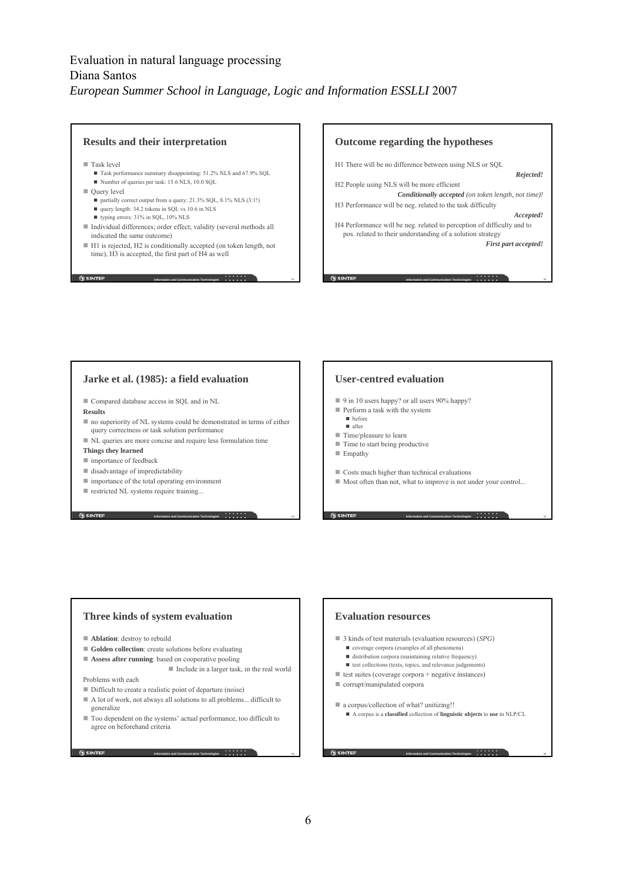Evaluation in natural language processing
Diana Santos
*European Summer School in Language, Logic and Information ESSLLI* 2007

## Results and their interpretation

- Task level
  - Task performance summary disappointing: 51.2% NLS and 67.9% SQL
  - Number of queries per task: 15.6 NLS, 10.0 SQL
- Query level
  - partially correct output from a query: 21.3% SQL, 8.1% NLS (3:1!)
  - query length: 34.2 tokens in SQL vs 10.6 in NLS
  - typing errors: 31% in SQL, 10% NLS
- Individual differences; order effect; validity (several methods all indicated the same outcome)
- H1 is rejected, H2 is conditionally accepted (on token length, not time), H3 is accepted, the first part of H4 as well

## Outcome regarding the hypotheses

H1 There will be no difference between using NLS or SQL
***Rejected!***

H2 People using NLS will be more efficient
***Conditionally accepted*** *(on token length, not time)!*

H3 Performance will be neg. related to the task difficulty
***Accepted!***

H4 Performance will be neg. related to perception of difficulty and to pos. related to their understanding of a solution strategy
***First part accepted!***

## Jarke et al. (1985): a field evaluation

- Compared database access in SQL and in NL

**Results**

- no superiority of NL systems could be demonstrated in terms of either query correctness or task solution performance
- NL queries are more concise and require less formulation time

**Things they learned**

- importance of feedback
- disadvantage of impredictability
- importance of the total operating environment
- restricted NL systems require training...

## User-centred evaluation

- 9 in 10 users happy? or all users 90% happy?
- Perform a task with the system
  - before
  - after
- Time/pleasure to learn
- Time to start being productive
- Empathy
- Costs much higher than technical evaluations
- Most often than not, what to improve is not under your control...

## Three kinds of system evaluation

- **Ablation**: destroy to rebuild
- **Golden collection**: create solutions before evaluating
- **Assess after running**: based on cooperative pooling
  - Include in a larger task, in the real world

Problems with each

- Difficult to create a realistic point of departure (noise)
- A lot of work, not always all solutions to all problems... difficult to generalize
- Too dependent on the systems' actual performance, too difficult to agree on beforehand criteria

## Evaluation resources

- 3 kinds of test materials (evaluation resources) (*SPG*)
  - coverage corpora (examples of all phenomena)
  - distribution corpora (maintaining relative frequency)
  - test collections (texts, topics, and relevance judgements)
- test suites (coverage corpora + negative instances)
- corrupt/manipulated corpora
- a corpus/collection of what? unitizing!!
  - A corpus is a **classified** collection of **linguistic objects** to **use** in NLP/CL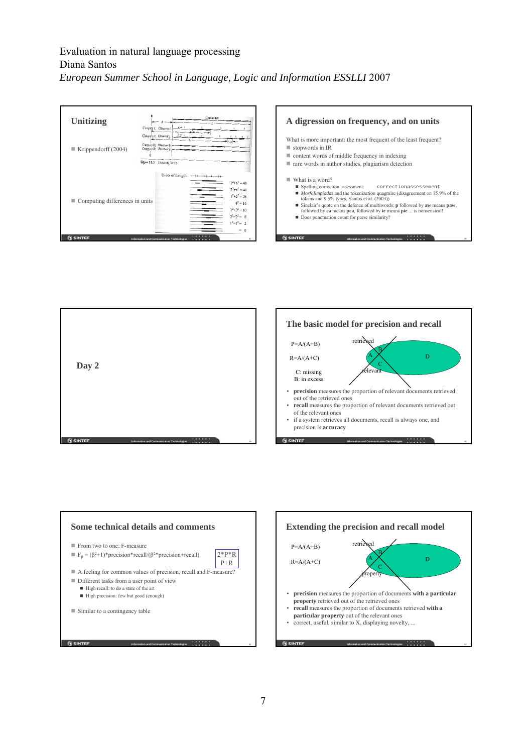Evaluation in natural language processing
Diana Santos
*European Summer School in Language, Logic and Information ESSLLI* 2007

## Unitizing

- Krippendorff (2004)
- Computing differences in units

## A digression on frequency, and on units

What is more important: the most frequent of the least frequent?

- stopwords in IR
- content words of middle frequency in indexing
- rare words in author studies, plagiarism detection

- What is a word?
  - Spelling correction assessment: `correctionassessement`
  - *Morfolimpíadas* and the tokenization quagmire (disagreement on 15.9% of the tokens and 9.5% types, Santos et al. (2003))
  - Sinclair's quote on the defence of multiwords: **p** followed by **aw** means **paw**, followed by **ea** means **pea**, followed by **ie** means **pie** ... is nonsensical!
  - Does punctuation count for parse similarity?

## Day 2

## The basic model for precision and recall

P=A/(A+B)

R=A/(A+C)

C: missing
B: in excess

- **precision** measures the proportion of relevant documents retrieved out of the retrieved ones
- **recall** measures the proportion of relevant documents retrieved out of the relevant ones
- if a system retrieves all documents, recall is always one, and precision is **accuracy**

## Some technical details and comments

- From two to one: F-measure
- $F_\beta = (\beta^2+1)*\text{precision}*\text{recall}/(\beta^2*\text{precision}+\text{recall})$ 　 $\frac{2*P*R}{P+R}$
- A feeling for common values of precision, recall and F-measure?
- Different tasks from a user point of view
  - High recall: to do a state of the art
  - High precision: few but good (enough)
- Similar to a contingency table

## Extending the precision and recall model

P=A/(A+B)

R=A/(A+C)

- **precision** measures the proportion of documents **with a particular property** retrieved out of the retrieved ones
- **recall** measures the proportion of documents retrieved **with a particular property** out of the relevant ones
- correct, useful, similar to X, displaying novelty, ...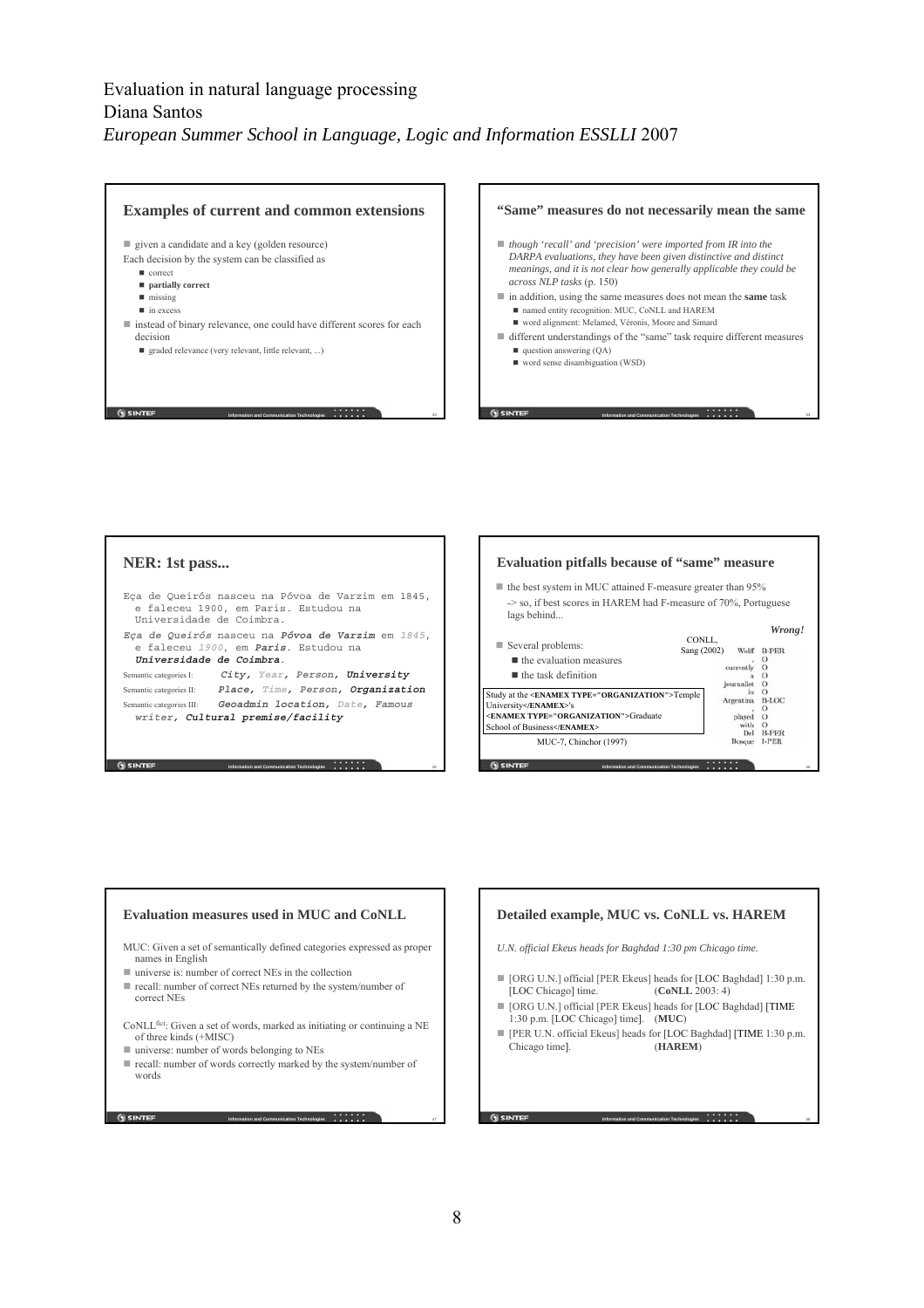Evaluation in natural language processing
Diana Santos
*European Summer School in Language, Logic and Information ESSLLI* 2007

## Examples of current and common extensions

- given a candidate and a key (golden resource)

Each decision by the system can be classified as

- correct
- **partially correct**
- missing
- in excess

- instead of binary relevance, one could have different scores for each decision
  - graded relevance (very relevant, little relevant, ...)

## "Same" measures do not necessarily mean the same

- *though 'recall' and 'precision' were imported from IR into the DARPA evaluations, they have been given distinctive and distinct meanings, and it is not clear how generally applicable they could be across NLP tasks* (p. 150)
- in addition, using the same measures does not mean the **same** task
  - named entity recognition: MUC, CoNLL and HAREM
  - word alignment: Melamed, Véronis, Moore and Simard
- different understandings of the "same" task require different measures
  - question answering (QA)
  - word sense disambiguation (WSD)

## NER: 1st pass...

Eça de Queirós nasceu na Póvoa de Varzim em 1845, e faleceu 1900, em Paris. Estudou na Universidade de Coimbra.

***Eça de Queirós*** nasceu na ***Póvoa de Varzim*** em *1845*, e faleceu *1900*, em ***Paris***. Estudou na ***Universidade de Coimbra***.

Semantic categories I: *City*, *Year*, *Person*, ***University***

Semantic categories II: *Place*, *Time*, *Person*, ***Organization***

Semantic categories III: *Geoadmin location*, *Date*, *Famous writer*, ***Cultural premise/facility***

## Evaluation pitfalls because of "same" measure

- the best system in MUC attained F-measure greater than 95%

-> so, if best scores in HAREM had F-measure of 70%, Portuguese lags behind...

***Wrong!***

- Several problems:
  - the evaluation measures
  - the task definition

CONLL, Sang (2002)

```
Wolff      B-PER
,          O
currently  O
a          O
journalist O
in         O
Argentina  B-LOC
,          O
played     O
with       O
Del        B-PER
Bosque     I-PER
```

Study at the **<ENAMEX TYPE="ORGANIZATION">**Temple University**</ENAMEX>**'s **<ENAMEX TYPE="ORGANIZATION">**Graduate School of Business**</ENAMEX>**

MUC-7, Chinchor (1997)

## Evaluation measures used in MUC and CoNLL

MUC: Given a set of semantically defined categories expressed as proper names in English

- universe is: number of correct NEs in the collection
- recall: number of correct NEs returned by the system/number of correct NEs

CoNLL[fict]: Given a set of words, marked as initiating or continuing a NE of three kinds (+MISC)

- universe: number of words belonging to NEs
- recall: number of words correctly marked by the system/number of words

## Detailed example, MUC vs. CoNLL vs. HAREM

*U.N. official Ekeus heads for Baghdad 1:30 pm Chicago time.*

- [ORG U.N.] official [PER Ekeus] heads for [LOC Baghdad] 1:30 p.m. [LOC Chicago] time. (**CoNLL** 2003: 4)
- [ORG U.N.] official [PER Ekeus] heads for [LOC Baghdad] [TIME 1:30 p.m. [LOC Chicago] time]. (**MUC**)
- [PER U.N. official Ekeus] heads for [LOC Baghdad] [TIME 1:30 p.m. Chicago time]. (**HAREM**)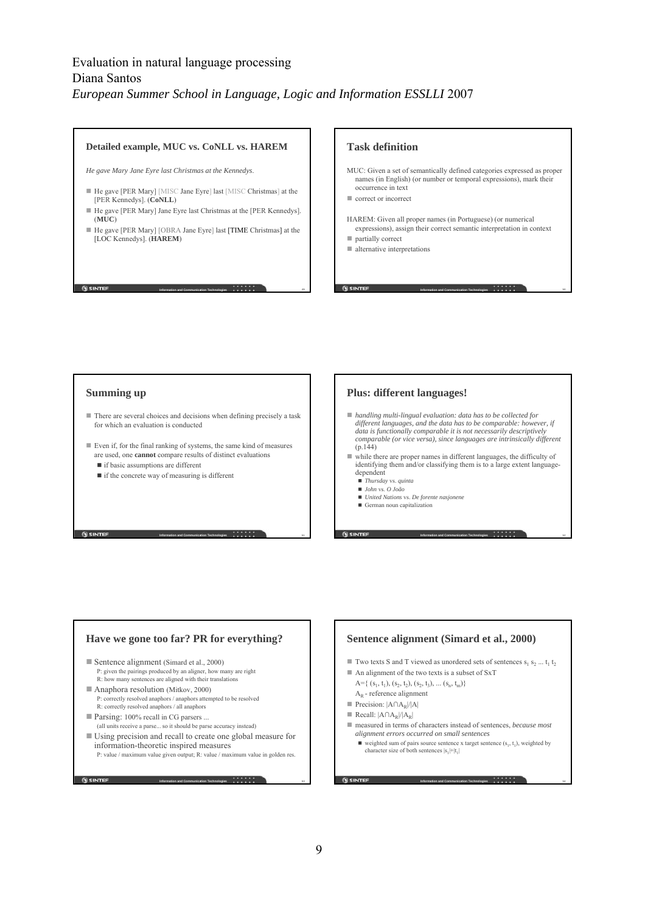Evaluation in natural language processing
Diana Santos
*European Summer School in Language, Logic and Information ESSLLI* 2007

## Detailed example, MUC vs. CoNLL vs. HAREM

*He gave Mary Jane Eyre last Christmas at the Kennedys.*

- He gave [PER Mary] [MISC Jane Eyre] last [MISC Christmas] at the [PER Kennedys]. (**CoNLL**)
- He gave [PER Mary] Jane Eyre last Christmas at the [PER Kennedys]. (**MUC**)
- He gave [PER Mary] [OBRA Jane Eyre] last [TIME Christmas] at the [LOC Kennedys]. (**HAREM**)

## Task definition

MUC: Given a set of semantically defined categories expressed as proper names (in English) (or number or temporal expressions), mark their occurrence in text

- correct or incorrect

HAREM: Given all proper names (in Portuguese) (or numerical expressions), assign their correct semantic interpretation in context

- partially correct
- alternative interpretations

## Summing up

- There are several choices and decisions when defining precisely a task for which an evaluation is conducted
- Even if, for the final ranking of systems, the same kind of measures are used, one **cannot** compare results of distinct evaluations
  - if basic assumptions are different
  - if the concrete way of measuring is different

## Plus: different languages!

- *handling multi-lingual evaluation: data has to be collected for different languages, and the data has to be comparable: however, if data is functionally comparable it is not necessarily descriptively comparable (or vice versa), since languages are intrinsically different* (p.144)
- while there are proper names in different languages, the difficulty of identifying them and/or classifying them is to a large extent language-dependent
  - *Thursday* vs. *quinta*
  - *John* vs. *O João*
  - *United Nations* vs. *De forente nasjonene*
  - German noun capitalization

## Have we gone too far? PR for everything?

- Sentence alignment (Simard et al., 2000)
  P: given the pairings produced by an aligner, how many are right
  R: how many sentences are aligned with their translations
- Anaphora resolution (Mitkov, 2000)
  P: correctly resolved anaphors / anaphors attempted to be resolved
  R: correctly resolved anaphors / all anaphors
- Parsing: 100% recall in CG parsers ...
  (all units receive a parse... so it should be parse accuracy instead)
- Using precision and recall to create one global measure for information-theoretic inspired measures
  P: value / maximum value given output; R: value / maximum value in golden res.

## Sentence alignment (Simard et al., 2000)

- Two texts S and T viewed as unordered sets of sentences $s_1$ $s_2$ ... $t_1$ $t_2$
- An alignment of the two texts is a subset of SxT
  $A = \{ (s_1, t_1), (s_2, t_2), (s_2, t_3), \ldots (s_n, t_m) \}$
  $A_R$ - reference alignment
- Precision: $|A \cap A_R| / |A|$
- Recall: $|A \cap A_R| / |A_R|$
- measured in terms of characters instead of sentences, *because most alignment errors occurred on small sentences*
  - weighted sum of pairs source sentence x target sentence $(s_1, t_1)$, weighted by character size of both sentences $|s_1|+|t_1|$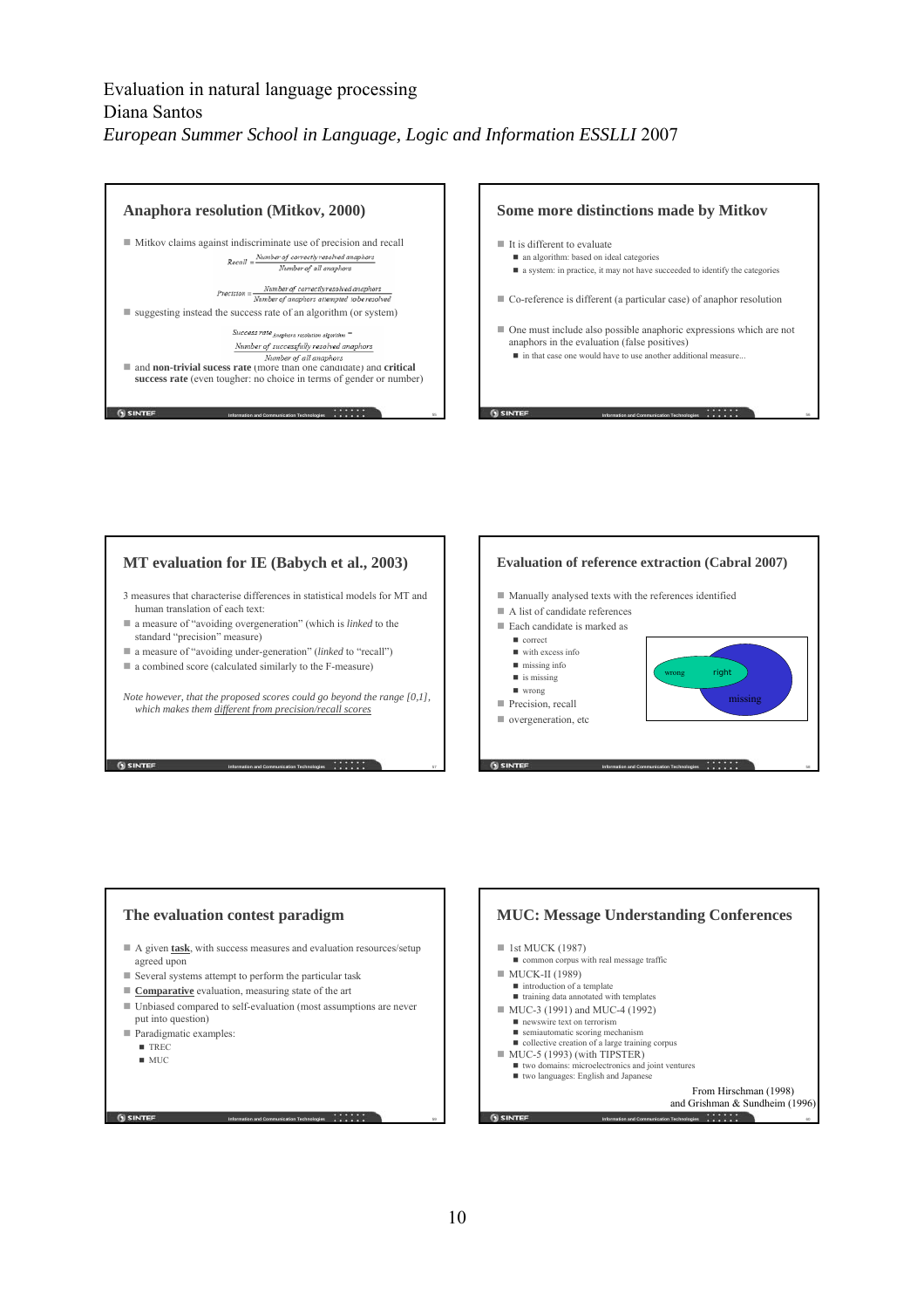Evaluation in natural language processing
Diana Santos
*European Summer School in Language, Logic and Information ESSLLI* 2007

## Anaphora resolution (Mitkov, 2000)

- Mitkov claims against indiscriminate use of precision and recall

$$Recall = \frac{\text{Number of correctly resolved anaphors}}{\text{Number of all anaphors}}$$

$$Precision = \frac{\text{Number of correctly resolved anaphors}}{\text{Number of anaphors attempted to be resolved}}$$

- suggesting instead the success rate of an algorithm (or system)

$$\text{Success rate}_{\text{Anaphora resolution algorithm}} = \frac{\text{Number of successfully resolved anaphors}}{\text{Number of all anaphors}}$$

- and **non-trivial sucess rate** (more than one candidate) and **critical success rate** (even tougher: no choice in terms of gender or number)

## Some more distinctions made by Mitkov

- It is different to evaluate
  - an algorithm: based on ideal categories
  - a system: in practice, it may not have succeeded to identify the categories
- Co-reference is different (a particular case) of anaphor resolution
- One must include also possible anaphoric expressions which are not anaphors in the evaluation (false positives)
  - in that case one would have to use another additional measure...

## MT evaluation for IE (Babych et al., 2003)

3 measures that characterise differences in statistical models for MT and human translation of each text:

- a measure of "avoiding overgeneration" (which is *linked* to the standard "precision" measure)
- a measure of "avoiding under-generation" (*linked* to "recall")
- a combined score (calculated similarly to the F-measure)

*Note however, that the proposed scores could go beyond the range [0,1], which makes them* different from precision/recall scores

## Evaluation of reference extraction (Cabral 2007)

- Manually analysed texts with the references identified
- A list of candidate references
- Each candidate is marked as
  - correct
  - with excess info
  - missing info
  - is missing
  - wrong
- Precision, recall
- overgeneration, etc

(Diagram: wrong / right / missing)

## The evaluation contest paradigm

- A given **task**, with success measures and evaluation resources/setup agreed upon
- Several systems attempt to perform the particular task
- **Comparative** evaluation, measuring state of the art
- Unbiased compared to self-evaluation (most assumptions are never put into question)
- Paradigmatic examples:
  - TREC
  - MUC

## MUC: Message Understanding Conferences

- 1st MUCK (1987)
  - common corpus with real message traffic
- MUCK-II (1989)
  - introduction of a template
  - training data annotated with templates
- MUC-3 (1991) and MUC-4 (1992)
  - newswire text on terrorism
  - semiautomatic scoring mechanism
  - collective creation of a large training corpus
- MUC-5 (1993) (with TIPSTER)
  - two domains: microelectronics and joint ventures
  - two languages: English and Japanese

From Hirschman (1998) and Grishman & Sundheim (1996)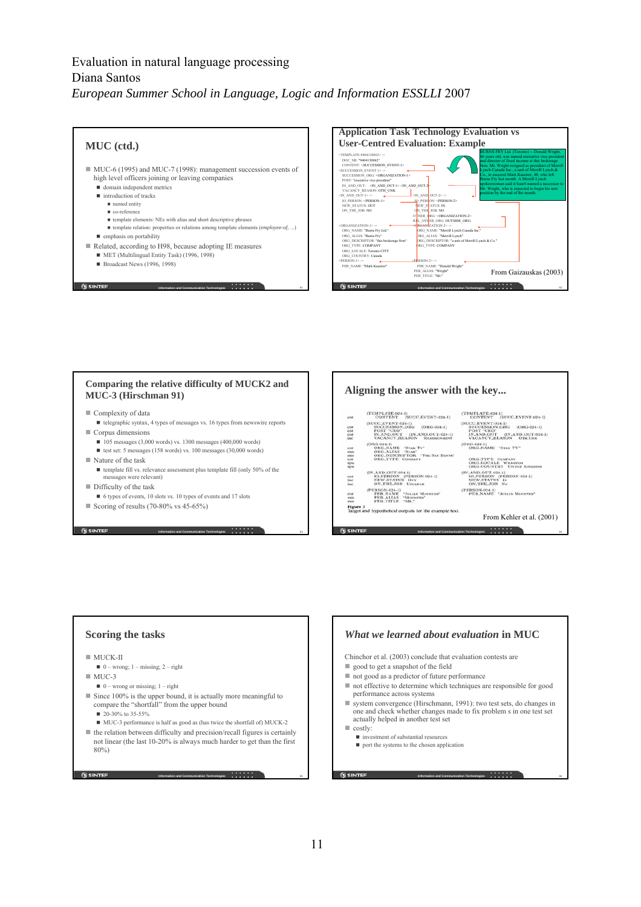Evaluation in natural language processing
Diana Santos
*European Summer School in Language, Logic and Information ESSLLI* 2007

## MUC (ctd.)

- MUC-6 (1995) and MUC-7 (1998): management succession events of high level officers joining or leaving companies
  - domain independent metrics
  - introduction of tracks
    - named entity
    - co-reference
    - template elements: NEs with alias and short descriptive phrases
    - template relation: properties or relations among template elements (*employee-of*, ...)
  - emphasis on portability
- Related, according to H98, because adopting IE measures
  - MET (Multilingual Entity Task) (1996, 1998)
  - Broadcast News (1996, 1998)

## Application Task Technology Evaluation vs User-Centred Evaluation: Example

BURNS FRY Ltd. (Toronto) -- Donald Wright, 46 years old, was named executive vice president and director of fixed income at this brokerage firm. Mr. Wright resigned as president of Merrill Lynch Canada Inc., a unit of Merrill Lynch & Co., to succeed Mark Kassirer, 48, who left Burns Fry last month. A Merrill Lynch spokeswoman said it hasn't named a successor to Mr. Wright, who is expected to begin his new position by the end of the month.

```
<TEMPLATE-9404130062> :=
  DOC_NR: "9404130062"
  CONTENT: <SUCCESSION_EVENT-1>
<SUCCESSION_EVENT-1> :=
  SUCCESSION_ORG: <ORGANIZATION-1>
  POST: "executive vice president"
  IN_AND_OUT: <IN_AND_OUT-1> <IN_AND_OUT-2>
  VACANCY_REASON: OTH_UNK
<IN_AND_OUT-1> :=
  IO_PERSON: <PERSON-1>
  NEW_STATUS: OUT
  ON_THE_JOB: NO
<IN_AND_OUT-2> :=
  IO_PERSON: <PERSON-2>
  NEW_STATUS: IN
  ON_THE_JOB: NO
  OTHER_ORG: <ORGANIZATION-2>
  REL_OTHER_ORG: OUTSIDE_ORG
<ORGANIZATION-1> :=
  ORG_NAME: "Burns Fry Ltd."
  ORG_ALIAS: "Burns Fry"
  ORG_DESCRIPTOR: "this brokerage firm"
  ORG_TYPE: COMPANY
  ORG_LOCALE: Toronto CITY
  ORG_COUNTRY: Canada
<ORGANIZATION-2> :=
  ORG_NAME: "Merrill Lynch Canada Inc."
  ORG_ALIAS: "Merrill Lynch"
  ORG_DESCRIPTOR: "a unit of Merrill Lynch & Co."
  ORG_TYPE: COMPANY
<PERSON-1> :=
  PER_NAME: "Mark Kassirer"
<PERSON-2> :=
  PER_NAME: "Donald Wright"
  PER_ALIAS: "Wright"
  PER_TITLE: "Mr."
```

From Gaizauskas (2003)

## Comparing the relative difficulty of MUCK2 and MUC-3 (Hirschman 91)

- Complexity of data
  - telegraphic syntax, 4 types of messages vs. 16 types from newswire reports
- Corpus dimensions
  - 105 messages (3,000 words) vs. 1300 messages (400,000 words)
  - test set: 5 messages (158 words) vs. 100 messages (30,000 words)
- Nature of the task
  - template fill vs. relevance assessment plus template fill (only 50% of the messages were relevant)
- Difficulty of the task
  - 6 types of events, 10 slots vs. 10 types of events and 17 slots
- Scoring of results (70-80% vs 45-65%)

## Aligning the answer with the key...

```
     (TEMPLATE-024-1)                          (TEMPLATE-024-1)
cor    CONTENT  (SUCC.EVENT-024-1)               CONTENT  (SUCC.EVENT-024-1)

     (SUCC.EVENT-024-1)                        (SUCC.EVENT-024-1)
cor    SUCCESSION.ORG  (ORG-024-1)               SUCCESSION.ORG  (ORG-024-1)
cor    POST "CEO"                                POST "CEO"
cor    IN.AND.OUT  (IN.AND.OUT-024-1)            IN.AND.OUT  (IN.AND.OUT-024-1)
inc    VACANCY.REASON  REASSIGNMENT              VACANCY.REASON  OTH.UNK

     (ORG-024-1)                               (ORG-024-1)
cor    ORG.NAME "STAR TV"                        ORG.NAME "STAR TV"
mis    ORG.ALIAS "STAR"
mis    ORG.DESCRIPTOR "THE SAT BOSTR"
cor    ORG.TYPE COMPANY                          ORG.TYPE COMPANY
spu                                              ORG.LOCALE WRAMPOA
spu                                              ORG.COUNTRY UNITED KINGDOM

     (IN.AND.OUT-024-1)                        (IN.AND.OUT-024-1)
cor    IO.PERSON  (PERSON-024-1)                 IO.PERSON  (PERSON-024-1)
inc    NEW.STATUS  OUT                           NEW.STATUS  IN
inc    ON.THE.JOB  UNCLEAR                       ON.THE.JOB  NO

     (PERSON-024-1)                            (PERSON-024-1)
cor    PER.NAME "JULIAN MOUNTER"                 PER.NAME "JULIAN MOUNTER"
mis    PER.ALIAS "MOUNTER"
mis    PER.TITLE "MR."
```

**Figure 3**
Target and hypothetical outputs for the example text.

From Kehler et al. (2001)

## Scoring the tasks

- MUCK-II
  - 0 – wrong; 1 – missing; 2 – right
- MUC-3
  - 0 – wrong or missing; 1 – right
- Since 100% is the upper bound, it is actually more meaningful to compare the "shortfall" from the upper bound
  - 20-30% to 35-55%
  - MUC-3 performance is half as good as (has twice the shortfall of) MUCK-2
- the relation between difficulty and precision/recall figures is certainly not linear (the last 10-20% is always much harder to get than the first 80%)

## *What we learned about evaluation* in MUC

Chinchor et al. (2003) conclude that evaluation contests are

- good to get a snapshot of the field
- not good as a predictor of future performance
- not effective to determine which techniques are responsible for good performance across systems
- system convergence (Hirschmann, 1991): two test sets, do changes in one and check whether changes made to fix problem s in one test set actually helped in another test set
- costly:
  - investment of substantial resources
  - port the systems to the chosen application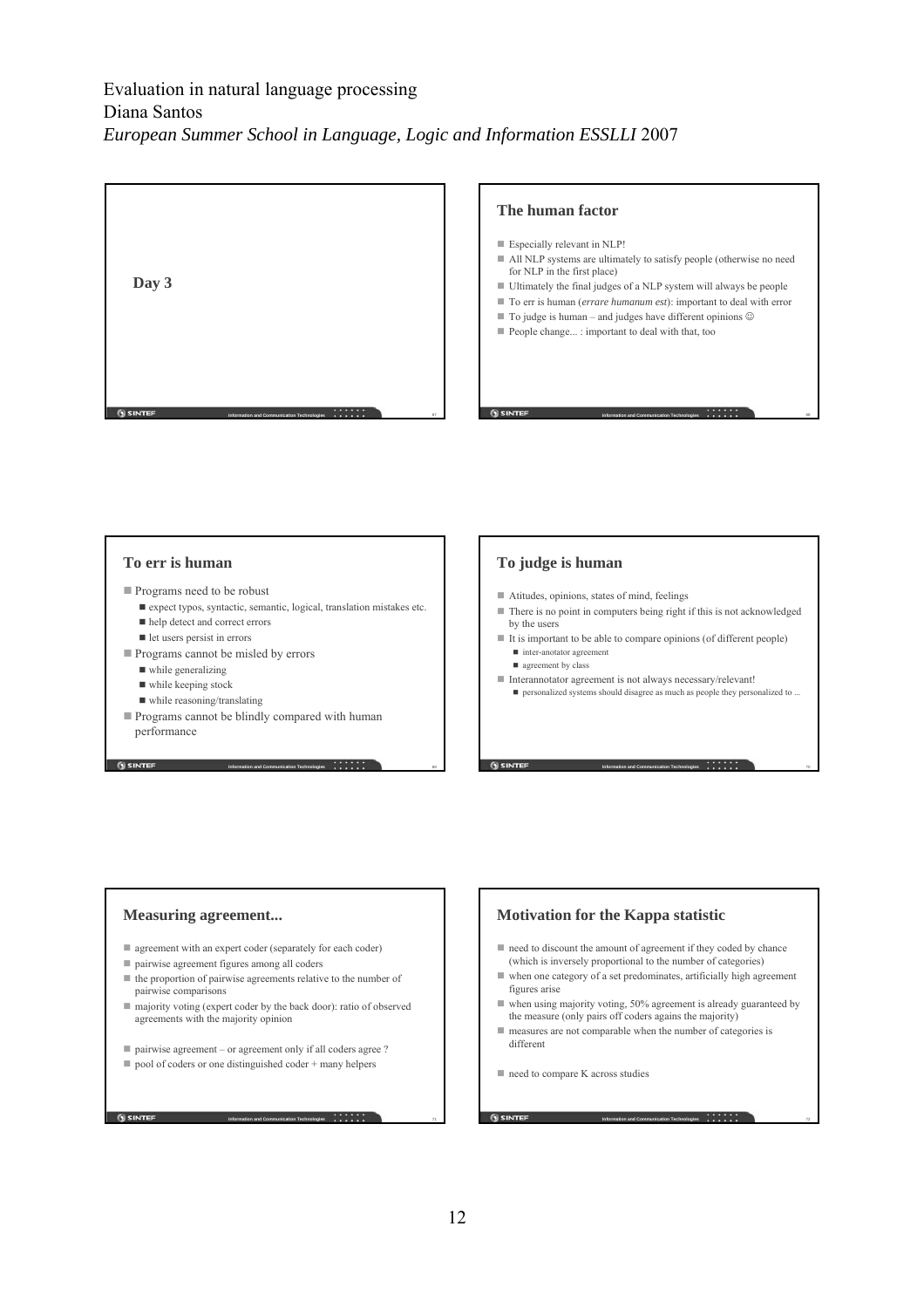Evaluation in natural language processing
Diana Santos
*European Summer School in Language, Logic and Information ESSLLI* 2007

## Day 3

## The human factor

- Especially relevant in NLP!
- All NLP systems are ultimately to satisfy people (otherwise no need for NLP in the first place)
- Ultimately the final judges of a NLP system will always be people
- To err is human (*errare humanum est*): important to deal with error
- To judge is human – and judges have different opinions ☺
- People change... : important to deal with that, too

## To err is human

- Programs need to be robust
  - expect typos, syntactic, semantic, logical, translation mistakes etc.
  - help detect and correct errors
  - let users persist in errors
- Programs cannot be misled by errors
  - while generalizing
  - while keeping stock
  - while reasoning/translating
- Programs cannot be blindly compared with human performance

## To judge is human

- Atitudes, opinions, states of mind, feelings
- There is no point in computers being right if this is not acknowledged by the users
- It is important to be able to compare opinions (of different people)
  - inter-anotator agreement
  - agreement by class
- Interannotator agreement is not always necessary/relevant!
  - personalized systems should disagree as much as people they personalized to ...

## Measuring agreement...

- agreement with an expert coder (separately for each coder)
- pairwise agreement figures among all coders
- the proportion of pairwise agreements relative to the number of pairwise comparisons
- majority voting (expert coder by the back door): ratio of observed agreements with the majority opinion
- pairwise agreement – or agreement only if all coders agree ?
- pool of coders or one distinguished coder + many helpers

## Motivation for the Kappa statistic

- need to discount the amount of agreement if they coded by chance (which is inversely proportional to the number of categories)
- when one category of a set predominates, artificially high agreement figures arise
- when using majority voting, 50% agreement is already guaranteed by the measure (only pairs off coders agains the majority)
- measures are not comparable when the number of categories is different
- need to compare K across studies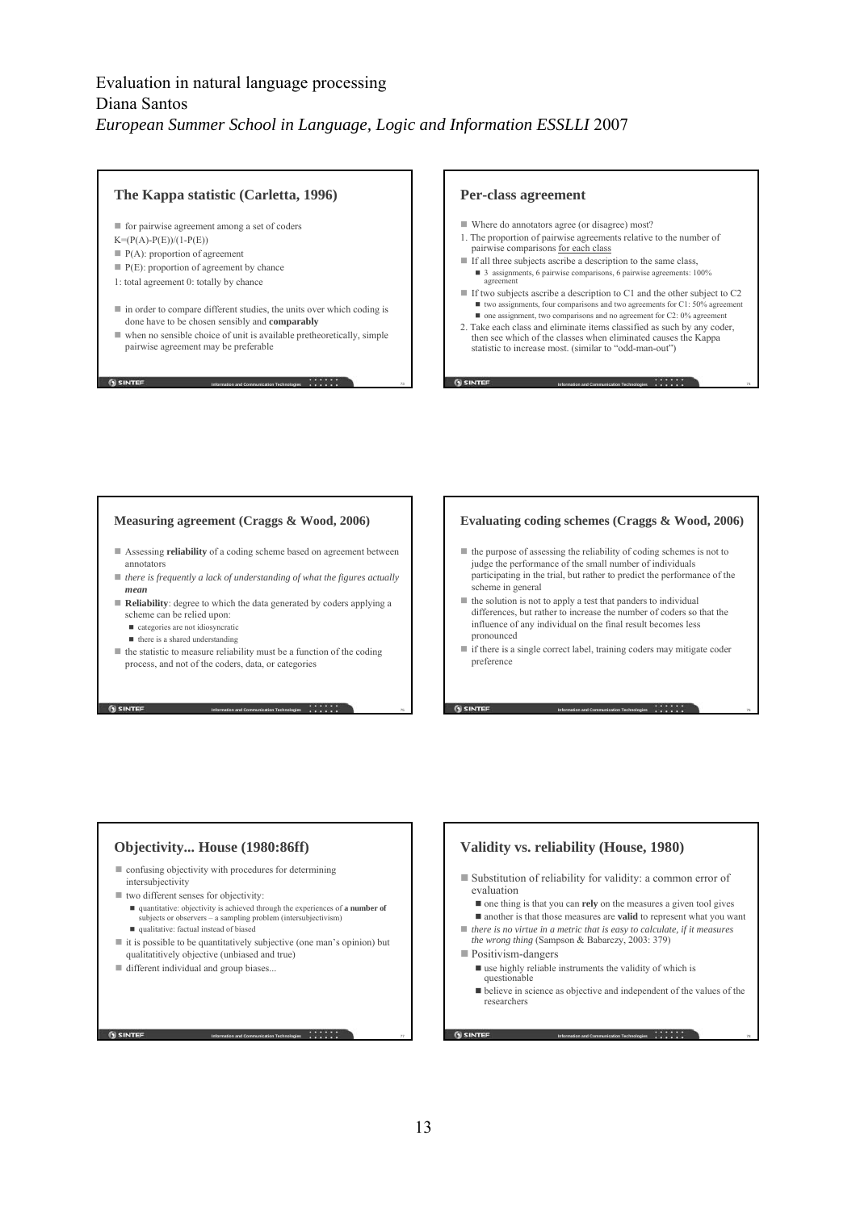Evaluation in natural language processing
Diana Santos
*European Summer School in Language, Logic and Information ESSLLI* 2007

## The Kappa statistic (Carletta, 1996)

- for pairwise agreement among a set of coders

$K=(P(A)-P(E))/(1-P(E))$

- $P(A)$: proportion of agreement
- $P(E)$: proportion of agreement by chance

1: total agreement 0: totally by chance

- in order to compare different studies, the units over which coding is done have to be chosen sensibly and **comparably**
- when no sensible choice of unit is available pretheoretically, simple pairwise agreement may be preferable

## Per-class agreement

- Where do annotators agree (or disagree) most?

1. The proportion of pairwise agreements relative to the number of pairwise comparisons for each class
   - If all three subjects ascribe a description to the same class,
     - 3 assignments, 6 pairwise comparisons, 6 pairwise agreements: 100% agreement
   - If two subjects ascribe a description to C1 and the other subject to C2
     - two assignments, four comparisons and two agreements for C1: 50% agreement
     - one assignment, two comparisons and no agreement for C2: 0% agreement
2. Take each class and eliminate items classified as such by any coder, then see which of the classes when eliminated causes the Kappa statistic to increase most. (similar to "odd-man-out")

## Measuring agreement (Craggs & Wood, 2006)

- Assessing **reliability** of a coding scheme based on agreement between annotators
- *there is frequently a lack of understanding of what the figures actually **mean***
- **Reliability**: degree to which the data generated by coders applying a scheme can be relied upon:
  - categories are not idiosyncratic
  - there is a shared understanding
- the statistic to measure reliability must be a function of the coding process, and not of the coders, data, or categories

## Evaluating coding schemes (Craggs & Wood, 2006)

- the purpose of assessing the reliability of coding schemes is not to judge the performance of the small number of individuals participating in the trial, but rather to predict the performance of the scheme in general
- the solution is not to apply a test that panders to individual differences, but rather to increase the number of coders so that the influence of any individual on the final result becomes less pronounced
- if there is a single correct label, training coders may mitigate coder preference

## Objectivity... House (1980:86ff)

- confusing objectivity with procedures for determining intersubjectivity
- two different senses for objectivity:
  - quantitative: objectivity is achieved through the experiences of **a number of** subjects or observers – a sampling problem (intersubjectivism)
  - qualitative: factual instead of biased
- it is possible to be quantitatively subjective (one man's opinion) but qualitatitively objective (unbiased and true)
- different individual and group biases...

## Validity vs. reliability (House, 1980)

- Substitution of reliability for validity: a common error of evaluation
  - one thing is that you can **rely** on the measures a given tool gives
  - another is that those measures are **valid** to represent what you want
- *there is no virtue in a metric that is easy to calculate, if it measures the wrong thing* (Sampson & Babarczy, 2003: 379)
- Positivism-dangers
  - use highly reliable instruments the validity of which is questionable
  - believe in science as objective and independent of the values of the researchers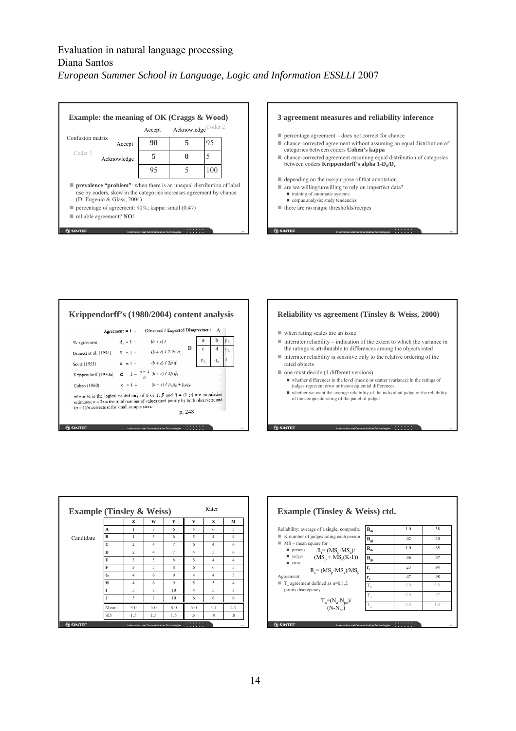Evaluation in natural language processing
Diana Santos
*European Summer School in Language, Logic and Information ESSLLI* 2007

## Example: the meaning of OK (Craggs & Wood)

Confusion matrix

| | | Coder 2 | | |
|---|---|---|---|---|
| | | Accept | Acknowledge | |
| Coder 1 | Accept | **90** | **5** | 95 |
| | Acknowledge | **5** | **0** | 5 |
| | | 95 | 5 | 100 |

- **prevalence "problem"**: when there is an unequal distribution of label use by coders, skew in the categories increases agreement by chance (Di Eugenio & Glass, 2004)
- percentage of agreement: 90%; kappa: small (0.47)
- reliable agreement? **NO!**

## 3 agreement measures and reliability inference

- percentage agreement – does not correct for chance
- chance-corrected agreement without assuming an equal distribution of categories between coders **Cohen's kappa**
- chance-corrected agreement assuming equal distribution of categories between coders **Krippendorff's alpha $1\text{-}D_o/D_e$**

- depending on the use/purpose of that annotation...
- are we willing/unwilling to rely on imperfect data?
  - training of automatic systems
  - corpus analysis: study tendencies
- there are no magic thresholds/recipes

## Krippendorff's (1980/2004) content analysis

Agreement = 1 − Observed / Expected Disagreement

| | | A | | |
|---|---|---|---|---|
| B | a | b | $p_B$ |
| | c | d | $q_B$ |
| | $p_A$ | $q_A$ | 1 |

- %-agreement: $A_o = 1 - (b+c)/$
- Bennett et al. (1954): $S = 1 - (b+c)/2\cdot\frac{1}{2}\cdot\frac{1}{2}$
- Scott (1955): $\pi = 1 - (b+c)/2\bar{p}\,\bar{q}$
- Krippendorff (1970a): $\alpha = 1 - \frac{n-1}{n}(b+c)/2\bar{p}\,\bar{q}$
- Cohen (1960): $\kappa = 1 - (b+c)/p_Aq_B + p_Bq_A$

where ½ is the logical probability of 0 or 1; $\bar{p}$ and $\bar{q} = (1-\bar{p})$ are population estimates; $n = 2r$ = the total number of values used jointly by both observers; and $(n-1)/n$ corrects α for small sample sizes.

p. 248

## Reliability vs agreement (Tinsley & Weiss, 2000)

- when rating scales are an issue
- interrater reliability – indication of the extent to which the variance in the ratings is attributable to differences among the objects rated
- interrater reliability is sensitive only to the relative ordering of the rated objects
- one must decide (4 different versions)
  - whether differences in the level (mean) or scatter (variance) in the ratings of judges represent error or inconsequential differences
  - whether we want the average reliability of the individual judge or the reliability of the composite rating of the panel of judges

## Example (Tinsley & Weiss)

| | Rater | Z | W | Y | V | X | M |
|---|---|---|---|---|---|---|---|
| Candidate | A | 1 | 3 | 6 | 5 | 6 | 5 |
| | B | 1 | 3 | 6 | 5 | 4 | 4 |
| | C | 2 | 4 | 7 | 6 | 4 | 6 |
| | D | 2 | 4 | 7 | 4 | 5 | 6 |
| | E | 3 | 5 | 8 | 5 | 4 | 4 |
| | F | 3 | 5 | 8 | 6 | 6 | 5 |
| | G | 4 | 6 | 9 | 4 | 4 | 5 |
| | H | 4 | 6 | 9 | 5 | 5 | 4 |
| | I | 5 | 7 | 10 | 4 | 5 | 3 |
| | J | 5 | 7 | 10 | 6 | 6 | 6 |
| | Mean | 3.0 | 5.0 | 8.0 | 5.0 | 5.1 | 4.7 |
| | SD | 1.5 | 1.5 | 1.5 | .8 | .9 | .8 |

## Example (Tinsley & Weiss) ctd.

Reliability: average of a single, composite

- K number of judges rating each person
- MS – mean square for
  - persons
  - judges
  - error

$$R_i = (MS_p - MS_e)/(MS_p + MS_e(K-1))$$

$$R_c = (MS_p - MS_e)/MS_p$$

Agreement:

- $T_n$ agreement defined as n=0,1,2 points discrepancy

$$T_n = (N_n - N_{pc})/(N - N_{pc})$$

| | | |
|---|---|---|
| $R_{di}$ | 1.0 | .38 |
| $R_{gi}$ | .02 | .40 |
| $R_{dc}$ | 1.0 | .65 |
| $R_{gc}$ | .06 | .67 |
| $r_i$ | .23 | .94 |
| $r_c$ | .47 | .98 |
| $T_0$ | 0.0 | 0.0 |
| $T_1$ | 0.0 | .67 |
| $T_2$ | 0.0 | 1.0 |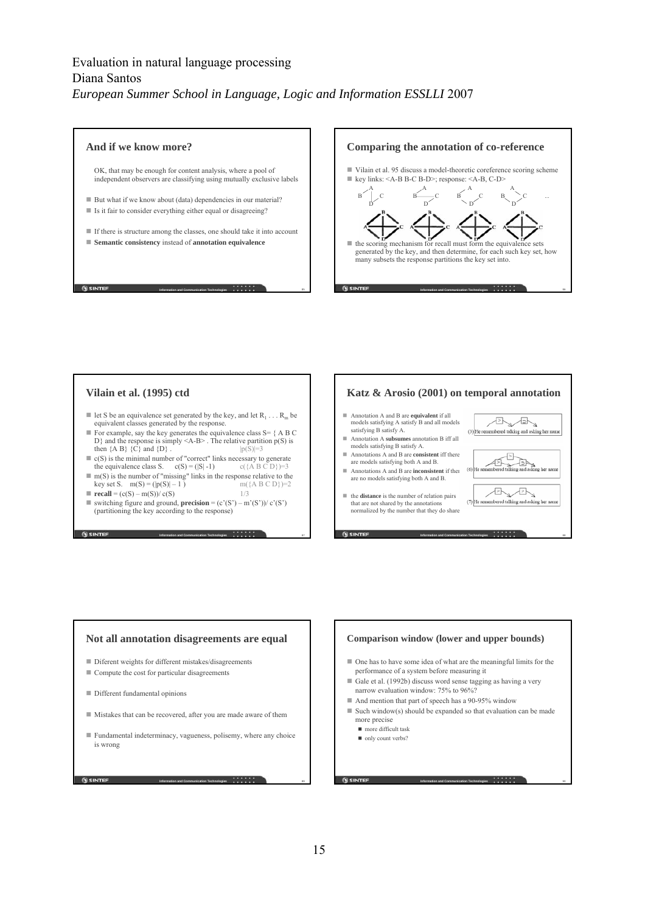Evaluation in natural language processing
Diana Santos
*European Summer School in Language, Logic and Information ESSLLI* 2007

## And if we know more?

OK, that may be enough for content analysis, where a pool of independent observers are classifying using mutually exclusive labels

- But what if we know about (data) dependencies in our material?
- Is it fair to consider everything either equal or disagreeing?
- If there is structure among the classes, one should take it into account
- **Semantic consistency** instead of **annotation equivalence**

## Comparing the annotation of co-reference

- Vilain et al. 95 discuss a model-theoretic coreference scoring scheme
- key links: <A-B B-C B-D>; response: <A-B, C-D>
- the scoring mechanism for recall must form the equivalence sets generated by the key, and then determine, for each such key set, how many subsets the response partitions the key set into.

## Vilain et al. (1995) ctd

- let S be an equivalence set generated by the key, and let $R_1 \ldots R_m$ be equivalent classes generated by the response.
- For example, say the key generates the equivalence class S= { A B C D} and the response is simply <A-B> . The relative partition p(S) is then {A B} {C} and {D} . |p(S)|=3
- c(S) is the minimal number of "correct" links necessary to generate the equivalence class S. c(S) = (|S| -1) c({A B C D})=3
- m(S) is the number of "missing" links in the response relative to the key set S. m(S) = (|p(S)| – 1 ) m({A B C D})=2
- **recall** = (c(S) – m(S))/ c(S) 1/3
- switching figure and ground, **precision** = (c'(S') – m'(S'))/ c'(S') (partitioning the key according to the response)

## Katz & Arosio (2001) on temporal annotation

- Annotation A and B are **equivalent** if all models satisfying A satisfy B and all models satisfying B satisfy A.
- Annotation A **subsumes** annotation B iff all models satisfying B satisfy A.
- Annotations A and B are **consistent** iff there are models satisfying both A and B.
- Annotations A and B are **inconsistent** if there are no models satisfying both A and B.
- the **distance** is the number of relation pairs that are not shared by the annotations normalized by the number that they do share

(5) He remembered talking and asking her name

(6) He remembered talking and asking her name

(7) He remembered talking and asking her name

## Not all annotation disagreements are equal

- Diferent weights for different mistakes/disagreements
- Compute the cost for particular disagreements
- Different fundamental opinions
- Mistakes that can be recovered, after you are made aware of them
- Fundamental indeterminacy, vagueness, polisemy, where any choice is wrong

## Comparison window (lower and upper bounds)

- One has to have some idea of what are the meaningful limits for the performance of a system before measuring it
- Gale et al. (1992b) discuss word sense tagging as having a very narrow evaluation window: 75% to 96%?
- And mention that part of speech has a 90-95% window
- Such window(s) should be expanded so that evaluation can be made more precise
  - more difficult task
  - only count verbs?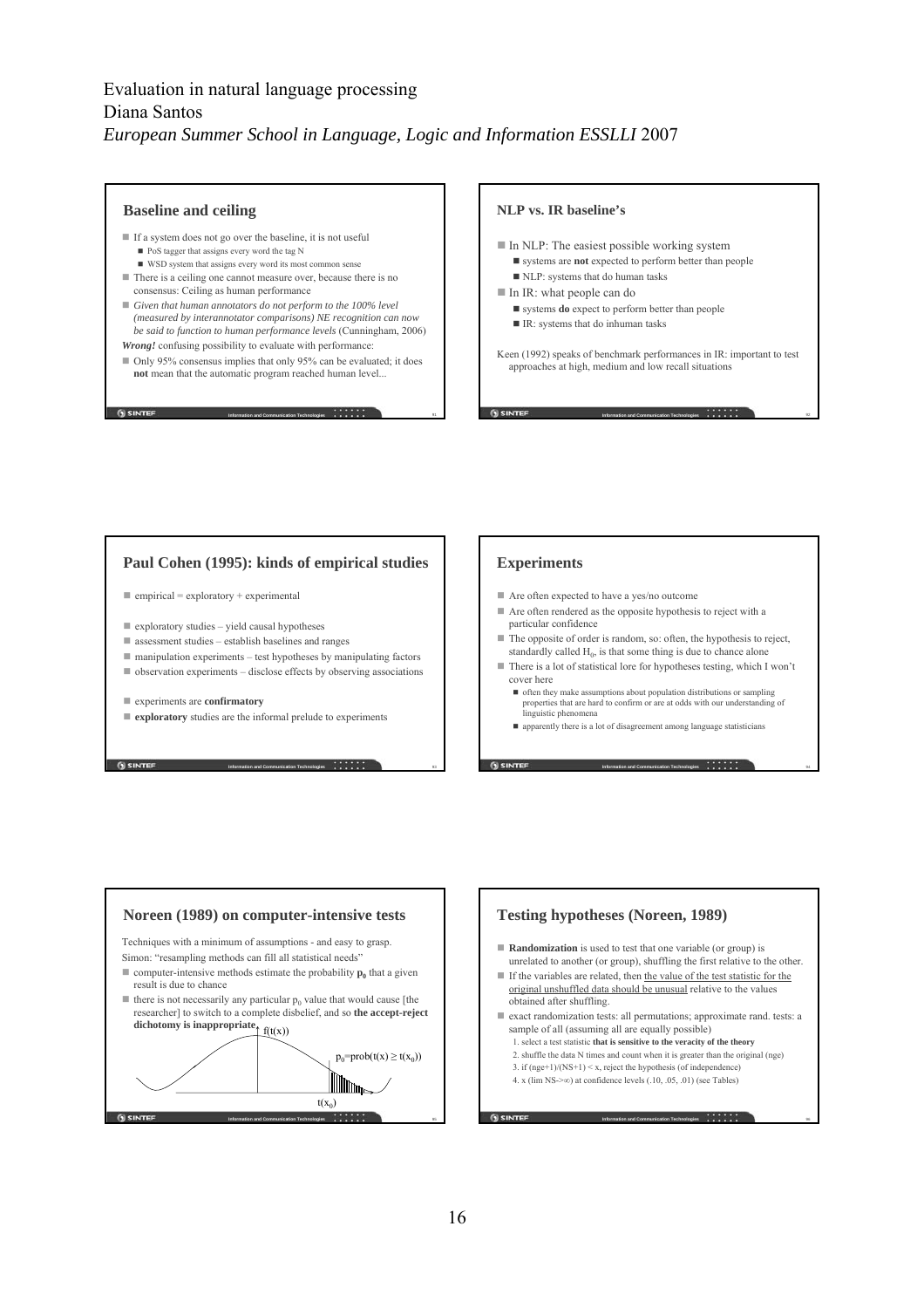Evaluation in natural language processing
Diana Santos
*European Summer School in Language, Logic and Information ESSLLI* 2007

## Baseline and ceiling

- If a system does not go over the baseline, it is not useful
  - PoS tagger that assigns every word the tag N
  - WSD system that assigns every word its most common sense
- There is a ceiling one cannot measure over, because there is no consensus: Ceiling as human performance
- *Given that human annotators do not perform to the 100% level (measured by interannotator comparisons) NE recognition can now be said to function to human performance levels* (Cunningham, 2006)

***Wrong!*** confusing possibility to evaluate with performance:

- Only 95% consensus implies that only 95% can be evaluated; it does **not** mean that the automatic program reached human level...

## NLP vs. IR baseline's

- In NLP: The easiest possible working system
  - systems are **not** expected to perform better than people
  - NLP: systems that do human tasks
- In IR: what people can do
  - systems **do** expect to perform better than people
  - IR: systems that do inhuman tasks

Keen (1992) speaks of benchmark performances in IR: important to test approaches at high, medium and low recall situations

## Paul Cohen (1995): kinds of empirical studies

- empirical = exploratory + experimental
- exploratory studies – yield causal hypotheses
- assessment studies – establish baselines and ranges
- manipulation experiments – test hypotheses by manipulating factors
- observation experiments – disclose effects by observing associations
- experiments are **confirmatory**
- **exploratory** studies are the informal prelude to experiments

## Experiments

- Are often expected to have a yes/no outcome
- Are often rendered as the opposite hypothesis to reject with a particular confidence
- The opposite of order is random, so: often, the hypothesis to reject, standardly called $H_0$, is that some thing is due to chance alone
- There is a lot of statistical lore for hypotheses testing, which I won't cover here
  - often they make assumptions about population distributions or sampling properties that are hard to confirm or are at odds with our understanding of linguistic phenomena
  - apparently there is a lot of disagreement among language statisticians

## Noreen (1989) on computer-intensive tests

Techniques with a minimum of assumptions - and easy to grasp.
Simon: "resampling methods can fill all statistical needs"

- computer-intensive methods estimate the probability $\mathbf{p_0}$ that a given result is due to chance
- there is not necessarily any particular $p_0$ value that would cause [the researcher] to switch to a complete disbelief, and so **the accept-reject dichotomy is inappropriate**

$f(t(x))$

$p_0 = \text{prob}(t(x) \geq t(x_0))$

$t(x_0)$

## Testing hypotheses (Noreen, 1989)

- **Randomization** is used to test that one variable (or group) is unrelated to another (or group), shuffling the first relative to the other.
- If the variables are related, then the value of the test statistic for the original unshuffled data should be unusual relative to the values obtained after shuffling.
- exact randomization tests: all permutations; approximate rand. tests: a sample of all (assuming all are equally possible)
  1. select a test statistic **that is sensitive to the veracity of the theory**
  2. shuffle the data N times and count when it is greater than the original (nge)
  3. if (nge+1)/(NS+1) < x, reject the hypothesis (of independence)
  4. x (lim NS->∞) at confidence levels (.10, .05, .01) (see Tables)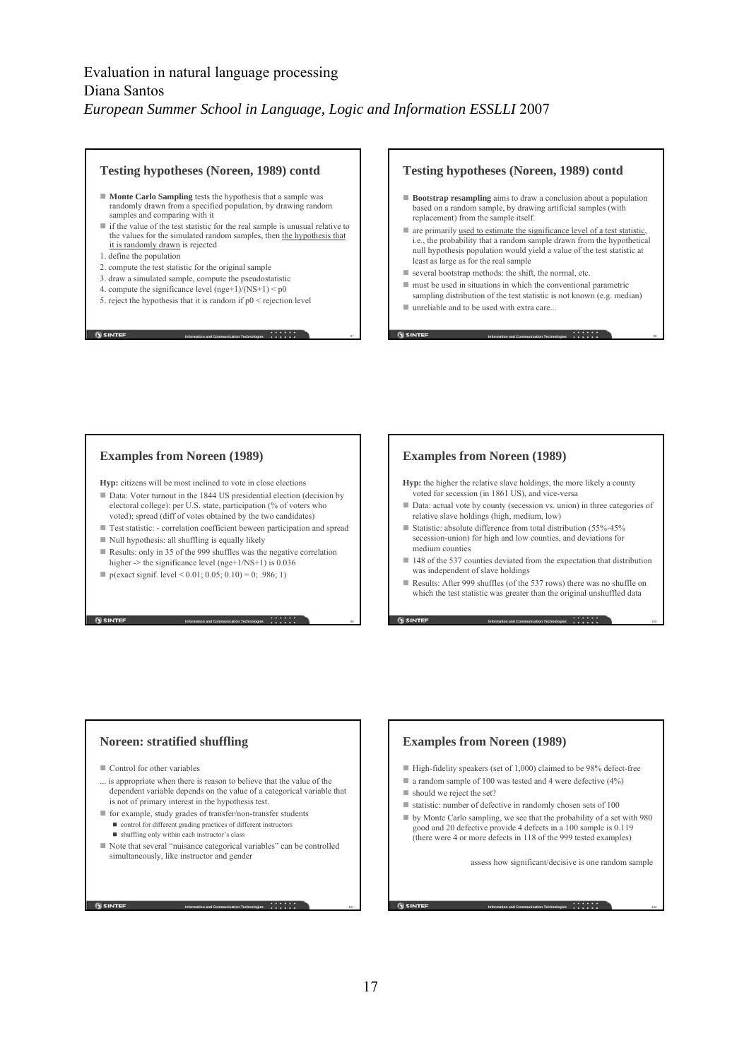Evaluation in natural language processing
Diana Santos
*European Summer School in Language, Logic and Information ESSLLI* 2007

## Testing hypotheses (Noreen, 1989) contd

- **Monte Carlo Sampling** tests the hypothesis that a sample was randomly drawn from a specified population, by drawing random samples and comparing with it
- if the value of the test statistic for the real sample is unusual relative to the values for the simulated random samples, then the hypothesis that it is randomly drawn is rejected

1. define the population
2. compute the test statistic for the original sample
3. draw a simulated sample, compute the pseudostatistic
4. compute the significance level (nge+1)/(NS+1) < p0
5. reject the hypothesis that it is random if p0 < rejection level

## Testing hypotheses (Noreen, 1989) contd

- **Bootstrap resampling** aims to draw a conclusion about a population based on a random sample, by drawing artificial samples (with replacement) from the sample itself.
- are primarily used to estimate the significance level of a test statistic, i.e., the probability that a random sample drawn from the hypothetical null hypothesis population would yield a value of the test statistic at least as large as for the real sample
- several bootstrap methods: the shift, the normal, etc.
- must be used in situations in which the conventional parametric sampling distribution of the test statistic is not known (e.g. median)
- unreliable and to be used with extra care...

## Examples from Noreen (1989)

**Hyp:** citizens will be more inclined to vote in close elections

- Data: Voter turnout in the 1844 US presidential election (decision by electoral college): per U.S. state, participation (% of voters who voted); spread (diff of votes obtained by the two candidates)
- Test statistic: - correlation coefficient beween participation and spread
- Null hypothesis: all shuffling is equally likely
- Results: only in 35 of the 999 shuffles was the negative correlation higher -> the significance level (nge+1/NS+1) is 0.036
- p(exact signif. level < 0.01; 0.05; 0.10) = 0; .986; 1)

## Examples from Noreen (1989)

**Hyp:** the higher the relative slave holdings, the more likely a county voted for secession (in 1861 US), and vice-versa

- Data: actual vote by county (secession vs. union) in three categories of relative slave holdings (high, medium, low)
- Statistic: absolute difference from total distribution (55%-45% secession-union) for high and low counties, and deviations for medium counties
- 148 of the 537 counties deviated from the expectation that distribution was independent of slave holdings
- Results: After 999 shuffles (of the 537 rows) there was no shuffle on which the test statistic was greater than the original unshuffled data

## Noreen: stratified shuffling

- Control for other variables

... is appropriate when there is reason to believe that the value of the dependent variable depends on the value of a categorical variable that is not of primary interest in the hypothesis test.

- for example, study grades of transfer/non-transfer students
  - control for different grading practices of different instructors
  - shuffling only within each instructor's class
- Note that several "nuisance categorical variables" can be controlled simultaneously, like instructor and gender

## Examples from Noreen (1989)

- High-fidelity speakers (set of 1,000) claimed to be 98% defect-free
- a random sample of 100 was tested and 4 were defective (4%)
- should we reject the set?
- statistic: number of defective in randomly chosen sets of 100
- by Monte Carlo sampling, we see that the probability of a set with 980 good and 20 defective provide 4 defects in a 100 sample is 0.119 (there were 4 or more defects in 118 of the 999 tested examples)

assess how significant/decisive is one random sample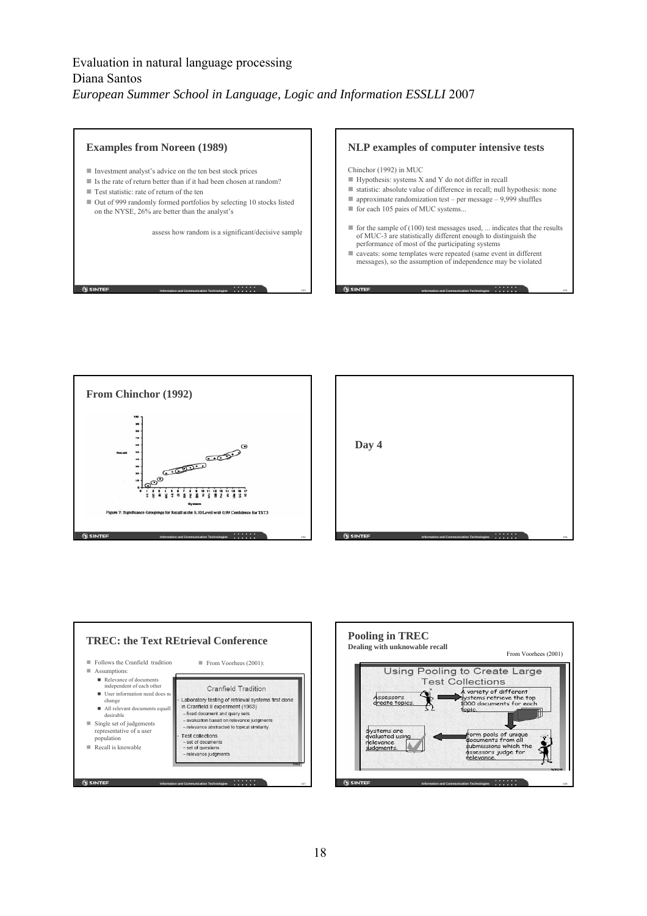Evaluation in natural language processing
Diana Santos
*European Summer School in Language, Logic and Information ESSLLI* 2007

## Examples from Noreen (1989)

- Investment analyst's advice on the ten best stock prices
- Is the rate of return better than if it had been chosen at random?
- Test statistic: rate of return of the ten
- Out of 999 randomly formed portfolios by selecting 10 stocks listed on the NYSE, 26% are better than the analyst's

assess how random is a significant/decisive sample

## NLP examples of computer intensive tests

Chinchor (1992) in MUC

- Hypothesis: systems X and Y do not differ in recall
- statistic: absolute value of difference in recall; null hypothesis: none
- approximate randomization test – per message – 9,999 shuffles
- for each 105 pairs of MUC systems...
- for the sample of (100) test messages used, ... indicates that the results of MUC-3 are statistically different enough to distinguish the performance of most of the participating systems
- caveats: some templates were repeated (same event in different messages), so the assumption of independence may be violated

## From Chinchor (1992)

Figure 7: Significance Groupings for Recall at the 0.10 Level with 0.99 Confidence for TST3

## Day 4

## TREC: the Text REtrieval Conference

- Follows the Cranfield tradition
- Assumptions:
  - Relevance of documents independent of each other
  - User information need does not change
  - All relevant documents equally desirable
- Single set of judgements representative of a user population
- Recall is knowable

- From Voorhees (2001):

Cranfield Tradition

- Laboratory testing of retrieval systems first done in Cranfield II experiment (1963)
  - fixed document and query sets
  - evaluation based on relevance judgments
  - relevance abstracted to topical similarity
- Test collections
  - set of documents
  - set of questions
  - relevance judgments

## Pooling in TREC

**Dealing with unknowable recall**

From Voorhees (2001)

Using Pooling to Create Large Test Collections

- Assessors create topics.
- A variety of different systems retrieve the top 1000 documents for each topic.
- Form pools of unique documents from all submissions which the assessors judge for relevance.
- Systems are evaluated using relevance judgments.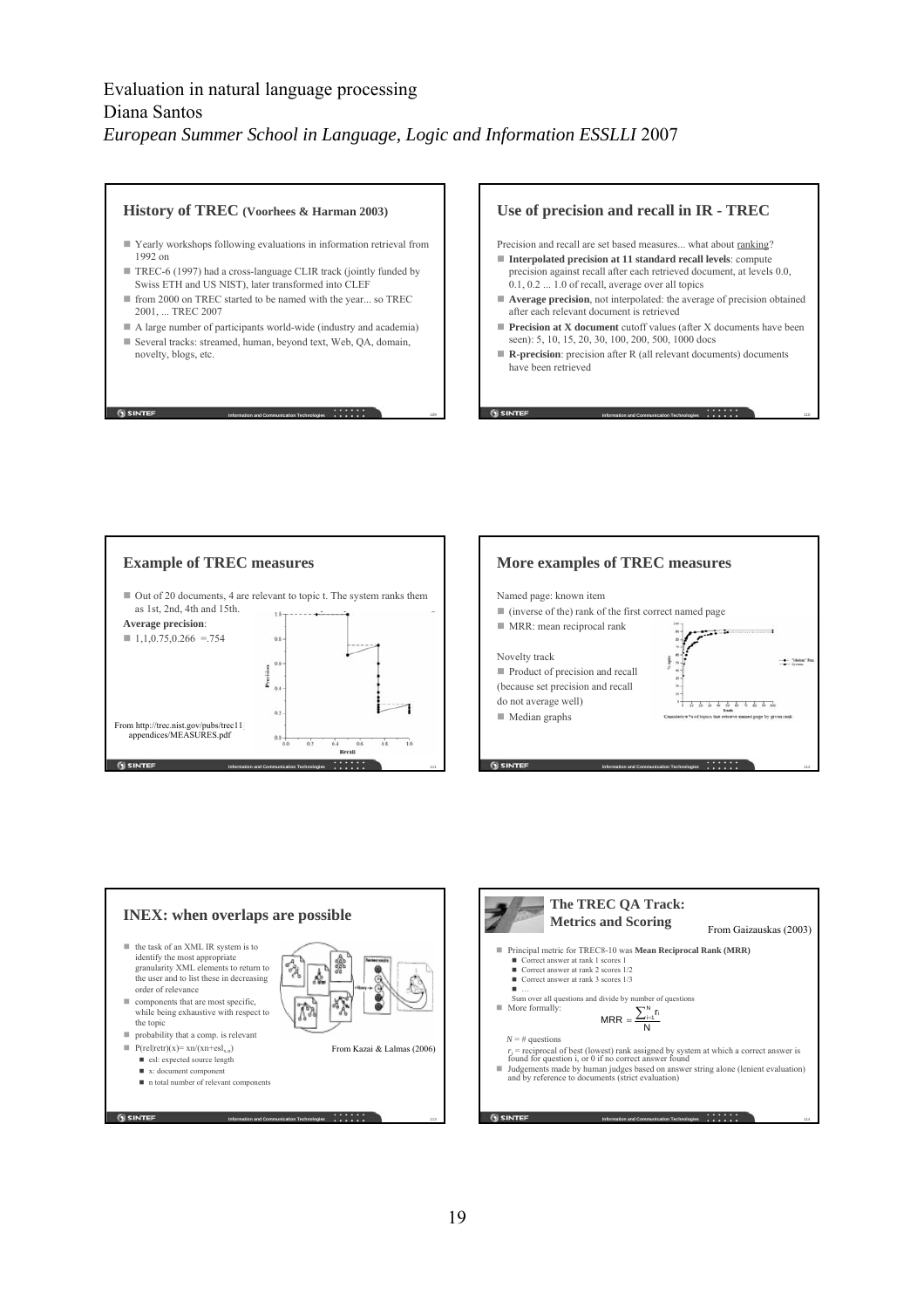Evaluation in natural language processing
Diana Santos
*European Summer School in Language, Logic and Information ESSLLI* 2007

## History of TREC (Voorhees & Harman 2003)

- Yearly workshops following evaluations in information retrieval from 1992 on
- TREC-6 (1997) had a cross-language CLIR track (jointly funded by Swiss ETH and US NIST), later transformed into CLEF
- from 2000 on TREC started to be named with the year... so TREC 2001, ... TREC 2007
- A large number of participants world-wide (industry and academia)
- Several tracks: streamed, human, beyond text, Web, QA, domain, novelty, blogs, etc.

## Use of precision and recall in IR - TREC

Precision and recall are set based measures... what about ranking?

- **Interpolated precision at 11 standard recall levels**: compute precision against recall after each retrieved document, at levels 0.0, 0.1, 0.2 ... 1.0 of recall, average over all topics
- **Average precision**, not interpolated: the average of precision obtained after each relevant document is retrieved
- **Precision at X document** cutoff values (after X documents have been seen): 5, 10, 15, 20, 30, 100, 200, 500, 1000 docs
- **R-precision**: precision after R (all relevant documents) documents have been retrieved

## Example of TREC measures

- Out of 20 documents, 4 are relevant to topic t. The system ranks them as 1st, 2nd, 4th and 15th.

**Average precision**:

- 1,1,0.75,0.266 =.754

From http://trec.nist.gov/pubs/trec11/appendices/MEASURES.pdf

## More examples of TREC measures

Named page: known item

- (inverse of the) rank of the first correct named page
- MRR: mean reciprocal rank

Novelty track

- Product of precision and recall (because set precision and recall do not average well)
- Median graphs

## INEX: when overlaps are possible

- the task of an XML IR system is to identify the most appropriate granularity XML elements to return to the user and to list these in decreasing order of relevance
- components that are most specific, while being exhaustive with respect to the topic
- probability that a comp. is relevant
- P(rel|retr)(x)= xn/(xn+esl$_{x,n}$)
  - esl: expected source length
  - x: document component
  - n total number of relevant components

From Kazai & Lalmas (2006)

## The TREC QA Track: Metrics and Scoring

From Gaizauskas (2003)

- Principal metric for TREC8-10 was **Mean Reciprocal Rank (MRR)**
  - Correct answer at rank 1 scores 1
  - Correct answer at rank 2 scores 1/2
  - Correct answer at rank 3 scores 1/3
  - …

  Sum over all questions and divide by number of questions
- More formally:

$$MRR = \frac{\sum_{i=1}^{N} r_i}{N}$$

$N$ = # questions

$r_i$ = reciprocal of best (lowest) rank assigned by system at which a correct answer is found for question i, or 0 if no correct answer found

- Judgements made by human judges based on answer string alone (lenient evaluation) and by reference to documents (strict evaluation)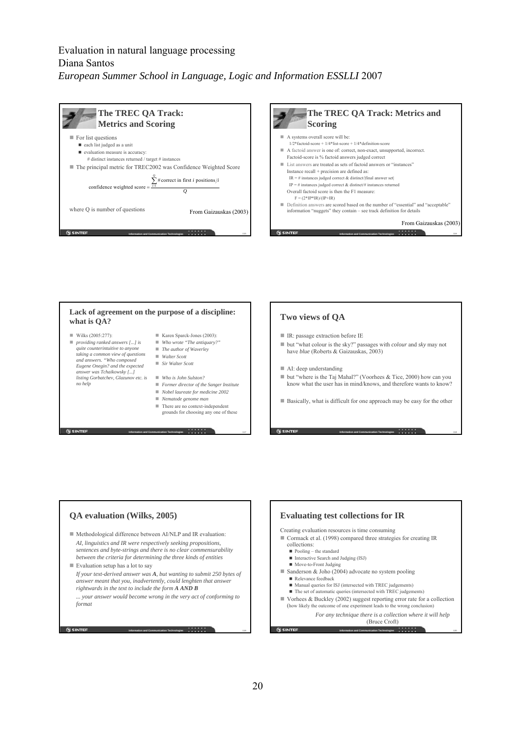Evaluation in natural language processing
Diana Santos
*European Summer School in Language, Logic and Information ESSLLI* 2007

## The TREC QA Track: Metrics and Scoring

- For list questions
  - each list judged as a unit
  - evaluation measure is accuracy:
    # distinct instances returned / target # instances
- The principal metric for TREC2002 was Confidence Weighted Score

$$\text{confidence weighted score} = \frac{\sum_{i=1}^{Q} \#\text{correct in first } i \text{ positions}/i}{Q}$$

where Q is number of questions

From Gaizauskas (2003)

## The TREC QA Track: Metrics and Scoring

- A systems overall score will be:
  1/2\*factoid-score + 1/4\*list-score + 1/4\*definition-score
- A factoid answer is one of: correct, non-exact, unsupported, incorrect.
  Factoid-score is % factoid answers judged correct
- List answers are treated as sets of factoid answers or "instances"
  Instance recall + precision are defined as:
  IR = # instances judged correct & distinct/|final answer set|
  IP = # instances judged correct & distinct/# instances returned
  Overall factoid score is then the F1 measure:
  F = (2\*IP\*IR)/(IP+IR)
- Definition answers are scored based on the number of "essential" and "acceptable" information "nuggets" they contain – see track definition for details

From Gaizauskas (2003)

## Lack of agreement on the purpose of a discipline: what is QA?

- Wilks (2005:277):
- *providing ranked answers [...] is quite counterintuitive to anyone taking a common view of questions and answers. "Who composed Eugene Onegin? and the expected answer was Tchaikowsky [...] listing Gorbatchev, Glazunov etc. is no help*

- Karen Sparck-Jones (2003):
- *Who wrote "The antiquary?"*
- *The author of Waverley*
- *Walter Scott*
- *Sir Walter Scott*
- *Who is John Sulston?*
- *Former director of the Sanger Institute*
- *Nobel laureate for medicine 2002*
- *Nematode genome man*
- There are no context-independent grounds for choosing any one of these

## Two views of QA

- IR: passage extraction before IE
- but "what colour is the sky?" passages with *colour* and *sky* may not have *blue* (Roberts & Gaizauskas, 2003)
- AI: deep understanding
- but "where is the Taj Mahal?" (Voorhees & Tice, 2000) how can you know what the user has in mind/knows, and therefore wants to know?
- Basically, what is difficult for one approach may be easy for the other

## QA evaluation (Wilks, 2005)

- Methodological difference between AI/NLP and IR evaluation:
  *AI, linguistics and IR were respectively seeking propositions, sentences and byte-strings and there is no clear commensurability between the criteria for determining the three kinds of entities*
- Evaluation setup has a lot to say
  *If your text-derived answer was **A**, but wanting to submit 250 bytes of answer meant that you, inadvertently, could lenghten that answer rightwards in the text to include the form **A AND B***
  *... your answer would become wrong in the very act of conforming to format*

## Evaluating test collections for IR

Creating evaluation resources is time consuming

- Cormack et al. (1998) compared three strategies for creating IR collections:
  - Pooling – the standard
  - Interactive Search and Judging (ISJ)
  - Move-to-Front Judging
- Sanderson & Joho (2004) advocate no system pooling
  - Relevance feedback
  - Manual queries for ISJ (intersected with TREC judgements)
  - The set of automatic queries (intersected with TREC judgements)
- Vorhees & Buckley (2002) suggest reporting error rate for a collection (how likely the outcome of one experiment leads to the wrong conclusion)

*For any technique there is a collection where it will help*
(Bruce Croft)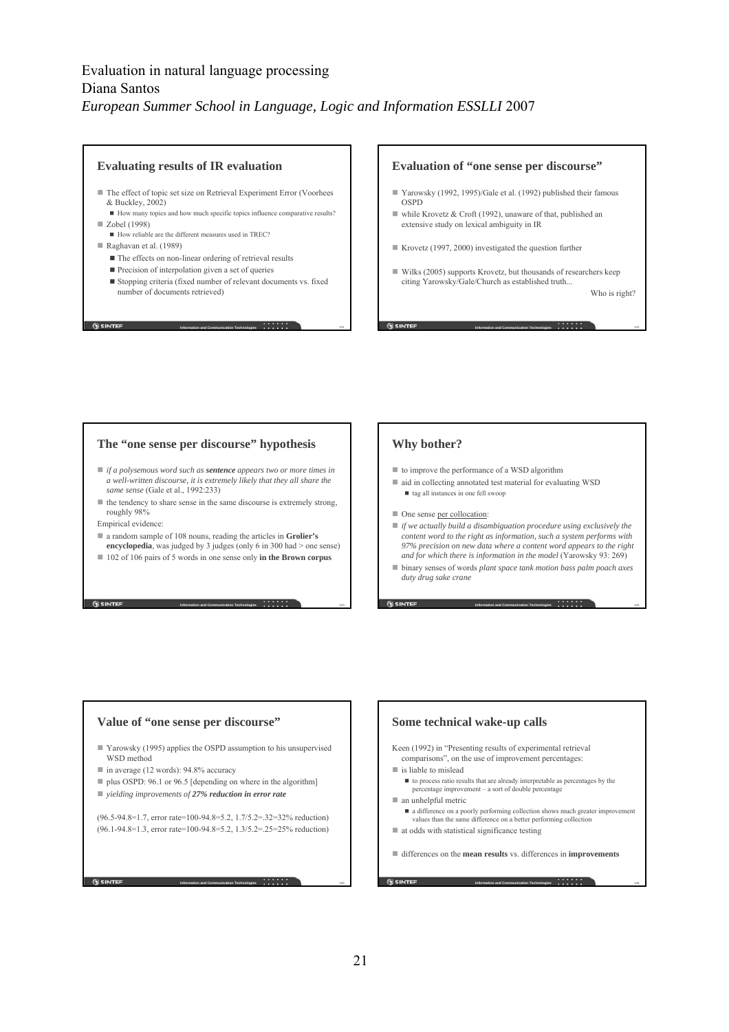Evaluation in natural language processing
Diana Santos
*European Summer School in Language, Logic and Information ESSLLI* 2007

## Evaluating results of IR evaluation

- The effect of topic set size on Retrieval Experiment Error (Voorhees & Buckley, 2002)
  - How many topics and how much specific topics influence comparative results?
- Zobel (1998)
  - How reliable are the different measures used in TREC?
- Raghavan et al. (1989)
  - The effects on non-linear ordering of retrieval results
  - Precision of interpolation given a set of queries
  - Stopping criteria (fixed number of relevant documents vs. fixed number of documents retrieved)

## Evaluation of "one sense per discourse"

- Yarowsky (1992, 1995)/Gale et al. (1992) published their famous OSPD
- while Krovetz & Croft (1992), unaware of that, published an extensive study on lexical ambiguity in IR
- Krovetz (1997, 2000) investigated the question further
- Wilks (2005) supports Krovetz, but thousands of researchers keep citing Yarowsky/Gale/Church as established truth...

Who is right?

## The "one sense per discourse" hypothesis

- *if a polysemous word such as **sentence** appears two or more times in a well-written discourse, it is extremely likely that they all share the same sense* (Gale et al., 1992:233)
- the tendency to share sense in the same discourse is extremely strong, roughly 98%

Empirical evidence:

- a random sample of 108 nouns, reading the articles in **Grolier's encyclopedia**, was judged by 3 judges (only 6 in 300 had > one sense)
- 102 of 106 pairs of 5 words in one sense only **in the Brown corpus**

## Why bother?

- to improve the performance of a WSD algorithm
- aid in collecting annotated test material for evaluating WSD
  - tag all instances in one fell swoop
- One sense per collocation:
- *if we actually build a disambiguation procedure using exclusively the content word to the right as information, such a system performs with 97% precision on new data where a content word appears to the right and for which there is information in the model* (Yarowsky 93: 269)
- binary senses of words *plant space tank motion bass palm poach axes duty drug sake crane*

## Value of "one sense per discourse"

- Yarowsky (1995) applies the OSPD assumption to his unsupervised WSD method
- in average (12 words): 94.8% accuracy
- plus OSPD: 96.1 or 96.5 [depending on where in the algorithm]
- *yielding improvements of **27% reduction in error rate***

(96.5-94.8=1.7, error rate=100-94.8=5.2, 1.7/5.2=.32=32% reduction)
(96.1-94.8=1.3, error rate=100-94.8=5.2, 1.3/5.2=.25=25% reduction)

## Some technical wake-up calls

Keen (1992) in "Presenting results of experimental retrieval comparisons", on the use of improvement percentages:

- is liable to mislead
  - to process ratio results that are already interpretable as percentages by the percentage improvement – a sort of double percentage
- an unhelpful metric
  - a difference on a poorly performing collection shows much greater improvement values than the same difference on a better performing collection
- at odds with statistical significance testing
- differences on the **mean results** vs. differences in **improvements**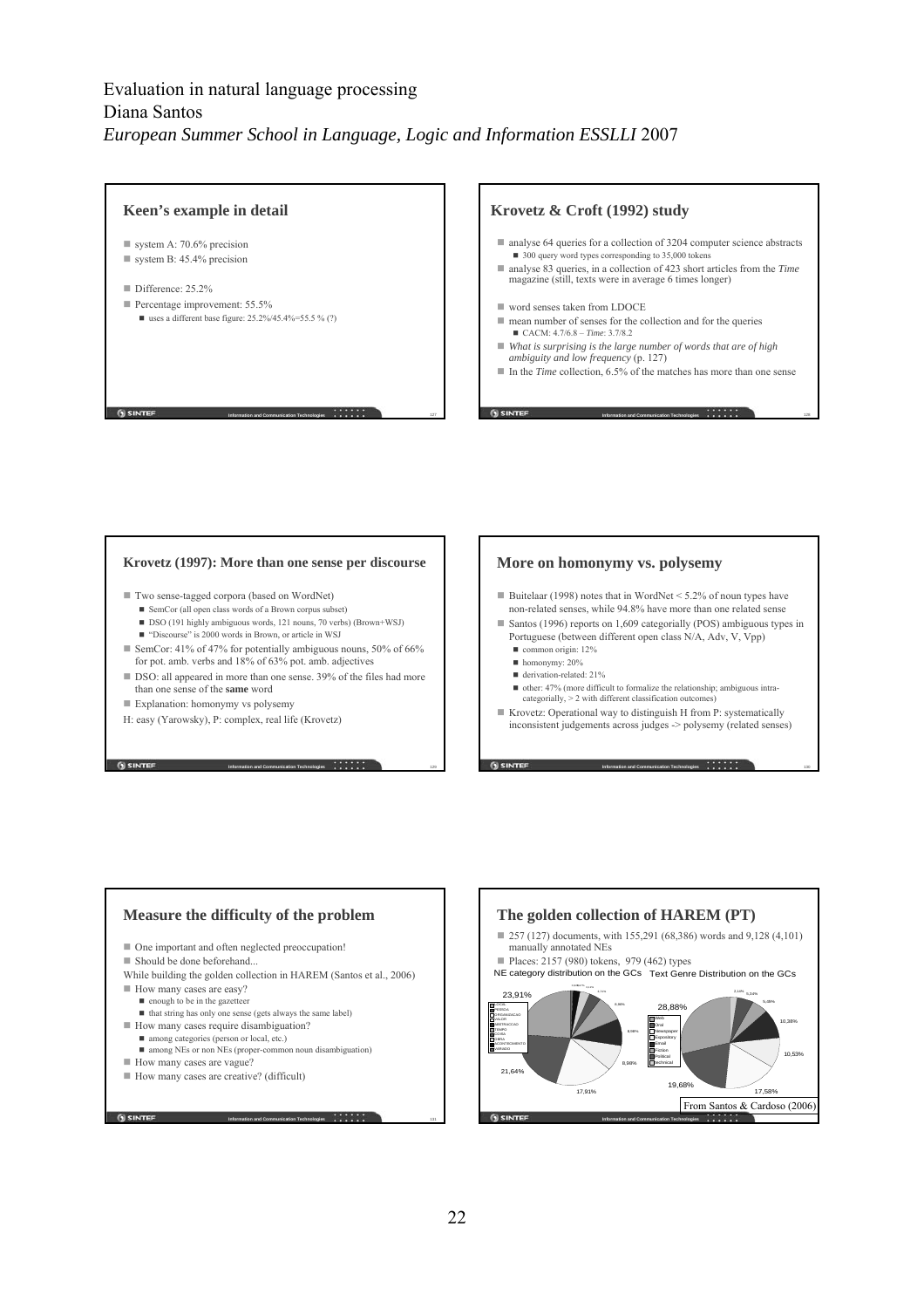Evaluation in natural language processing
Diana Santos
*European Summer School in Language, Logic and Information ESSLLI* 2007

## Keen's example in detail

- system A: 70.6% precision
- system B: 45.4% precision
- Difference: 25.2%
- Percentage improvement: 55.5%
  - uses a different base figure: 25.2%/45.4%=55.5 % (?)

## Krovetz & Croft (1992) study

- analyse 64 queries for a collection of 3204 computer science abstracts
  - 300 query word types corresponding to 35,000 tokens
- analyse 83 queries, in a collection of 423 short articles from the *Time* magazine (still, texts were in average 6 times longer)
- word senses taken from LDOCE
- mean number of senses for the collection and for the queries
  - CACM: 4.7/6.8 – *Time*: 3.7/8.2
- *What is surprising is the large number of words that are of high ambiguity and low frequency* (p. 127)
- In the *Time* collection, 6.5% of the matches has more than one sense

## Krovetz (1997): More than one sense per discourse

- Two sense-tagged corpora (based on WordNet)
  - SemCor (all open class words of a Brown corpus subset)
  - DSO (191 highly ambiguous words, 121 nouns, 70 verbs) (Brown+WSJ)
  - "Discourse" is 2000 words in Brown, or article in WSJ
- SemCor: 41% of 47% for potentially ambiguous nouns, 50% of 66% for pot. amb. verbs and 18% of 63% pot. amb. adjectives
- DSO: all appeared in more than one sense. 39% of the files had more than one sense of the **same** word
- Explanation: homonymy vs polysemy

H: easy (Yarowsky), P: complex, real life (Krovetz)

## More on homonymy vs. polysemy

- Buitelaar (1998) notes that in WordNet < 5.2% of noun types have non-related senses, while 94.8% have more than one related sense
- Santos (1996) reports on 1,609 categorially (POS) ambiguous types in Portuguese (between different open class N/A, Adv, V, Vpp)
  - common origin: 12%
  - homonymy: 20%
  - derivation-related: 21%
  - other: 47% (more difficult to formalize the relationship; ambiguous intra-categorially, > 2 with different classification outcomes)
- Krovetz: Operational way to distinguish H from P: systematically inconsistent judgements across judges -> polysemy (related senses)

## Measure the difficulty of the problem

- One important and often neglected preoccupation!
- Should be done beforehand...

While building the golden collection in HAREM (Santos et al., 2006)

- How many cases are easy?
  - enough to be in the gazetteer
  - that string has only one sense (gets always the same label)
- How many cases require disambiguation?
  - among categories (person or local, etc.)
  - among NEs or non NEs (proper-common noun disambiguation)
- How many cases are vague?
- How many cases are creative? (difficult)

## The golden collection of HAREM (PT)

- 257 (127) documents, with 155,291 (68,386) words and 9,128 (4,101) manually annotated NEs
- Places: 2157 (980) tokens, 979 (462) types

NE category distribution on the GCs — Text Genre Distribution on the GCs

From Santos & Cardoso (2006)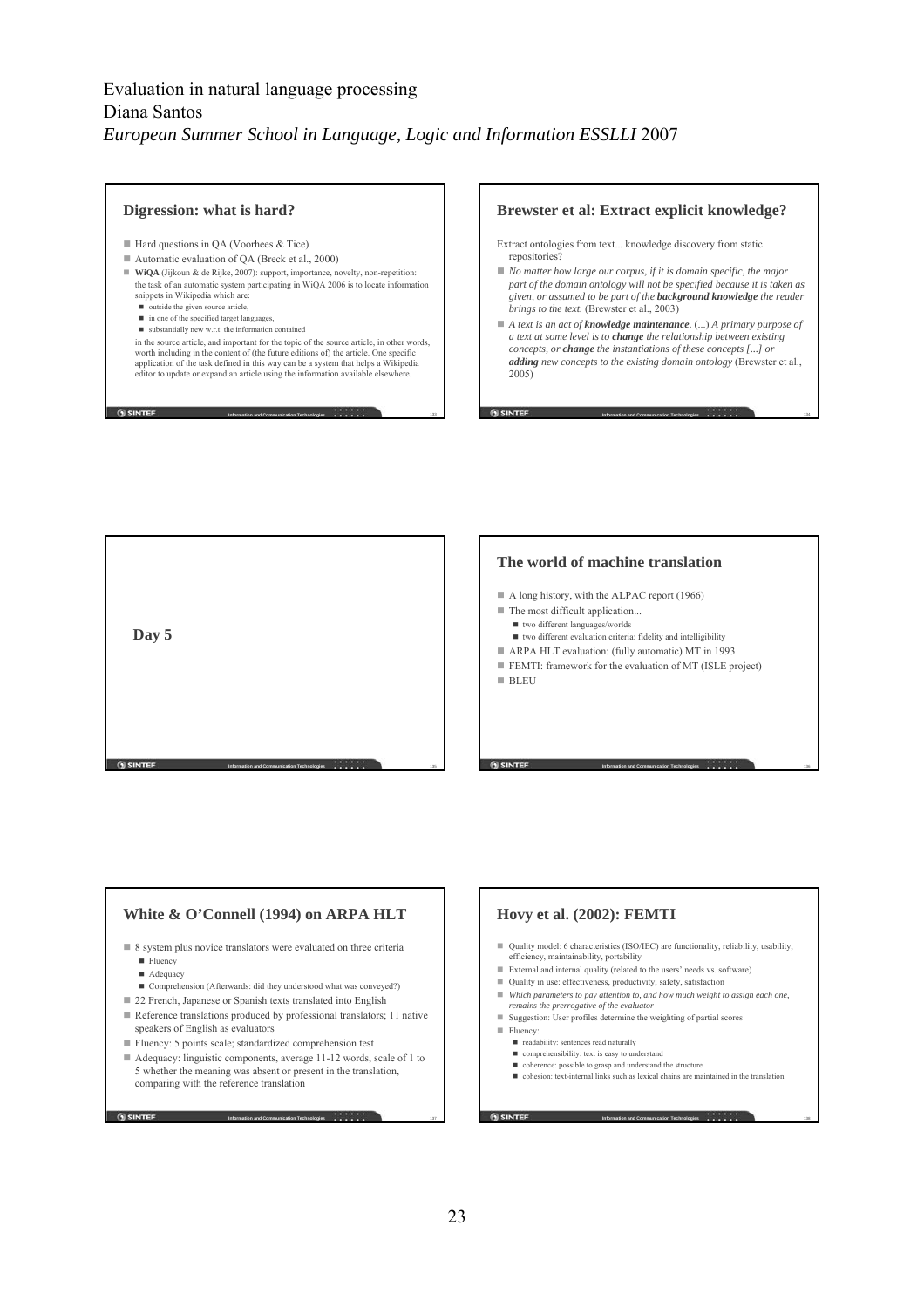Evaluation in natural language processing
Diana Santos
*European Summer School in Language, Logic and Information ESSLLI* 2007

## Digression: what is hard?

- Hard questions in QA (Voorhees & Tice)
- Automatic evaluation of QA (Breck et al., 2000)
- **WiQA** (Jijkoun & de Rijke, 2007): support, importance, novelty, non-repetition: the task of an automatic system participating in WiQA 2006 is to locate information snippets in Wikipedia which are:
  - outside the given source article,
  - in one of the specified target languages,
  - substantially new w.r.t. the information contained

  in the source article, and important for the topic of the source article, in other words, worth including in the content of (the future editions of) the article. One specific application of the task defined in this way can be a system that helps a Wikipedia editor to update or expand an article using the information available elsewhere.

## Brewster et al: Extract explicit knowledge?

Extract ontologies from text... knowledge discovery from static repositories?

- *No matter how large our corpus, if it is domain specific, the major part of the domain ontology will not be specified because it is taken as given, or assumed to be part of the* ***background knowledge*** *the reader brings to the text.* (Brewster et al., 2003)
- *A text is an act of* ***knowledge maintenance****. (...) A primary purpose of a text at some level is to* ***change*** *the relationship between existing concepts, or* ***change*** *the instantiations of these concepts [...] or* ***adding*** *new concepts to the existing domain ontology* (Brewster et al., 2005)

## Day 5

## The world of machine translation

- A long history, with the ALPAC report (1966)
- The most difficult application...
  - two different languages/worlds
  - two different evaluation criteria: fidelity and intelligibility
- ARPA HLT evaluation: (fully automatic) MT in 1993
- FEMTI: framework for the evaluation of MT (ISLE project)
- BLEU

## White & O'Connell (1994) on ARPA HLT

- 8 system plus novice translators were evaluated on three criteria
  - Fluency
  - Adequacy
  - Comprehension (Afterwards: did they understood what was conveyed?)
- 22 French, Japanese or Spanish texts translated into English
- Reference translations produced by professional translators; 11 native speakers of English as evaluators
- Fluency: 5 points scale; standardized comprehension test
- Adequacy: linguistic components, average 11-12 words, scale of 1 to 5 whether the meaning was absent or present in the translation, comparing with the reference translation

## Hovy et al. (2002): FEMTI

- Quality model: 6 characteristics (ISO/IEC) are functionality, reliability, usability, efficiency, maintainability, portability
- External and internal quality (related to the users' needs vs. software)
- Quality in use: effectiveness, productivity, safety, satisfaction
- *Which parameters to pay attention to, and how much weight to assign each one, remains the prerrogative of the evaluator*
- Suggestion: User profiles determine the weighting of partial scores
- Fluency:
  - readability: sentences read naturally
  - comprehensibility: text is easy to understand
  - coherence: possible to grasp and understand the structure
  - cohesion: text-internal links such as lexical chains are maintained in the translation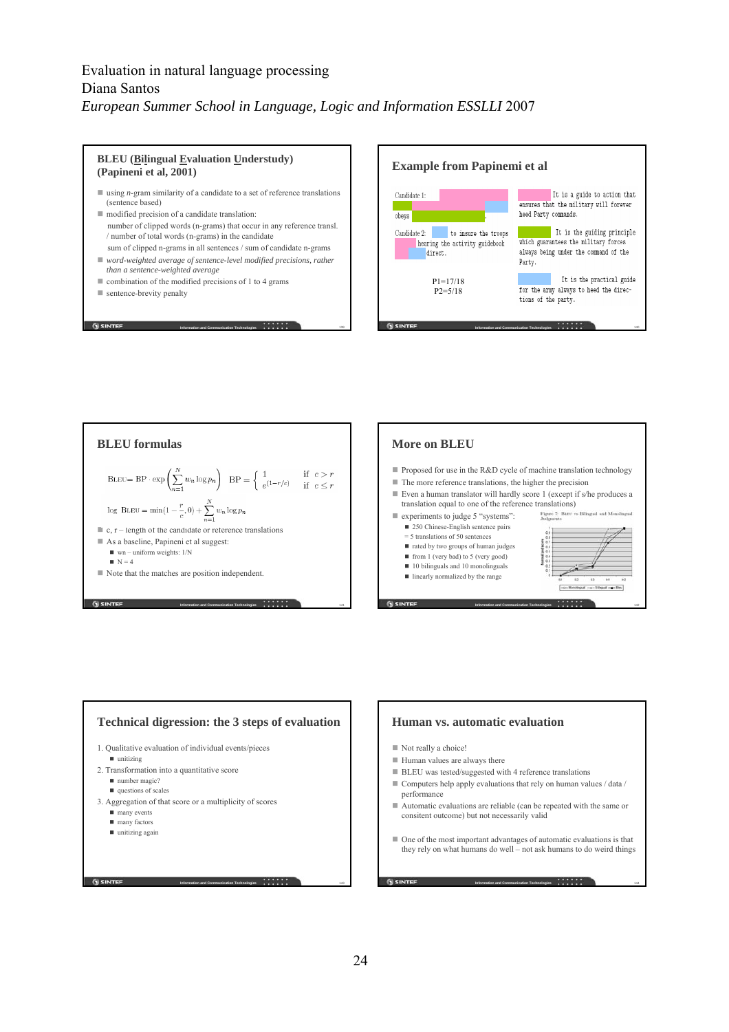Evaluation in natural language processing
Diana Santos
*European Summer School in Language, Logic and Information ESSLLI* 2007

## BLEU (Bilingual Evaluation Understudy) (Papineni et al, 2001)

- using *n*-gram similarity of a candidate to a set of reference translations (sentence based)
- modified precision of a candidate translation:
  - number of clipped words (n-grams) that occur in any reference transl. / number of total words (n-grams) in the candidate
  - sum of clipped n-grams in all sentences / sum of candidate n-grams
- *word-weighted average of sentence-level modified precisions, rather than a sentence-weighted average*
- combination of the modified precisions of 1 to 4 grams
- sentence-brevity penalty

## Example from Papinemi et al

Candidate 1: It is a guide to action which ensures that the military always obeys the commands of the party.

Candidate 2: It is to insure the troops forever hearing the activity guidebook that party direct.

P1=17/18
P2=5/18

It is a guide to action that ensures that the military will forever heed Party commands.

It is the guiding principle which guarantees the military forces always being under the command of the Party.

It is the practical guide for the army always to heed the directions of the party.

## BLEU formulas

$$\text{BLEU} = \text{BP} \cdot \exp\left(\sum_{n=1}^{N} w_n \log p_n\right) \quad \text{BP} = \begin{cases} 1 & \text{if } c > r \\ e^{(1-r/c)} & \text{if } c \leq r \end{cases}$$

$$\log \text{BLEU} = \min\left(1 - \frac{r}{c}, 0\right) + \sum_{n=1}^{N} w_n \log p_n$$

- c, r – length of the candidate or reference translations
- As a baseline, Papineni et al suggest:
  - wn – uniform weights: 1/N
  - N = 4
- Note that the matches are position independent.

## More on BLEU

- Proposed for use in the R&D cycle of machine translation technology
- The more reference translations, the higher the precision
- Even a human translator will hardly score 1 (except if s/he produces a translation equal to one of the reference translations)
- experiments to judge 5 "systems":
  - 250 Chinese-English sentence pairs
  - = 5 translations of 50 sentences
  - rated by two groups of human judges
  - from 1 (very bad) to 5 (very good)
  - 10 bilinguals and 10 monolinguals
  - linearly normalized by the range

Figure 7: BLEU vs Bilingual and Monolingual Judgments

## Technical digression: the 3 steps of evaluation

1. Qualitative evaluation of individual events/pieces
   - unitizing
2. Transformation into a quantitative score
   - number magic?
   - questions of scales
3. Aggregation of that score or a multiplicity of scores
   - many events
   - many factors
   - unitizing again

## Human vs. automatic evaluation

- Not really a choice!
- Human values are always there
- BLEU was tested/suggested with 4 reference translations
- Computers help apply evaluations that rely on human values / data / performance
- Automatic evaluations are reliable (can be repeated with the same or consitent outcome) but not necessarily valid
- One of the most important advantages of automatic evaluations is that they rely on what humans do well – not ask humans to do weird things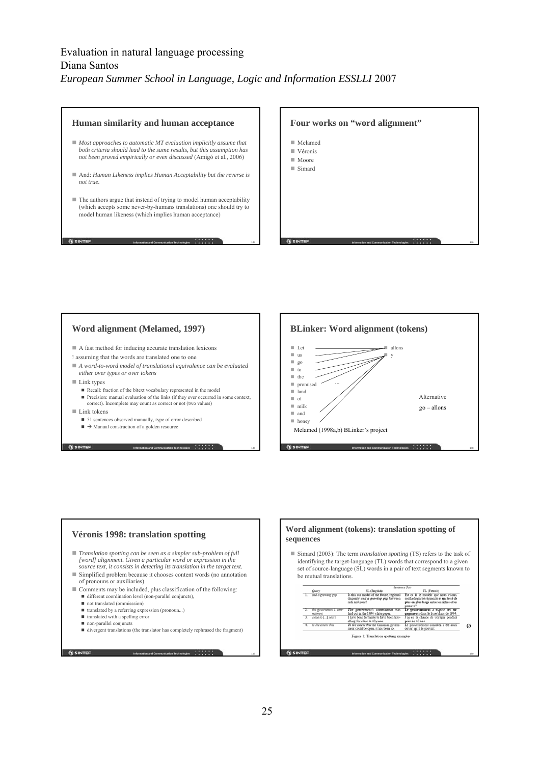Evaluation in natural language processing
Diana Santos
*European Summer School in Language, Logic and Information ESSLLI* 2007

## Human similarity and human acceptance

- *Most approaches to automatic MT evaluation implicitly assume that both criteria should lead to the same results, but this assumption has not been proved empirically or even discussed* (Amigó et al., 2006)
- And: *Human Likeness implies Human Acceptability but the reverse is not true.*
- The authors argue that instead of trying to model human acceptability (which accepts some never-by-humans translations) one should try to model human likeness (which implies human acceptance)

## Four works on "word alignment"

- Melamed
- Véronis
- Moore
- Simard

## Word alignment (Melamed, 1997)

- A fast method for inducing accurate translation lexicons

! assuming that the words are translated one to one

- *A word-to-word model of translational equivalence can be evaluated either over types or over tokens*
- Link types
  - Recall: fraction of the bitext vocabulary represented in the model
  - Precision: manual evaluation of the links (if they ever occurred in some context, correct). Incomplete may count as correct or not (two values)
- Link tokens
  - 51 sentences observed manually, type of error described
  - → Manual construction of a golden resource

## BLinker: Word alignment (tokens)

- Let
- us
- go
- to
- the
- promised
- land
- of
- milk
- and
- honey

- allons
- y

...

Alternative

go – allons

Melamed (1998a,b) BLinker's project

## Véronis 1998: translation spotting

- *Translation spotting can be seen as a simpler sub-problem of full [word] alignment. Given a particular word or expression in the source text, it consists in detecting its translation in the target text.*
- Simplified problem because it chooses content words (no annotation of pronouns or auxiliaries)
- Comments may be included, plus classification of the following:
  - different coordination level (non-parallel conjuncts),
  - not translated (ommisssion)
  - translated by a referring expression (pronoun...)
  - translated with a spelling error
  - non-parallel conjuncts
  - divergent translations (the translator has completely rephrased the fragment)

## Word alignment (tokens): translation spotting of sequences

- Simard (2003): The term *translation spotting* (TS) refers to the task of identifying the target-language (TL) words that correspond to a given set of source-language (SL) words in a pair of text segments known to be mutual translations.

| | Query | Sentence Pair SL (English) | TL (French) | |
|---|---|---|---|---|
| 1. | *and a growing gap* | Is this our model of the future, regional disparity ***and a growing gap*** between rich and poor? | Est ce là le modèle que nous visons, soit la disparité régionale ***et un fossé de plus en plus large*** entre les riches et les pauvres? | |
| 2. | *the government's commitment* | ***The government's commitment*** was laid out in the 1994 white paper. | ***Le gouvernement*** a exposé ***ses engagements*** dans le livre blanc de 1994. | |
| 3. | *close to [...] years* | I have been fortunate to have been travelling for ***close to*** 40 ***years***. | J'ai eu la chance de voyager pendant ***près de*** 40 ***ans***. | |
| 4. | *to the extent that* | ***To the extent that*** the Canadian government could be open, it has been so. | Le gouvernement canadien a été aussi ouvert qu'il le pouvait. | Ø |

Figure 1: Translation spotting examples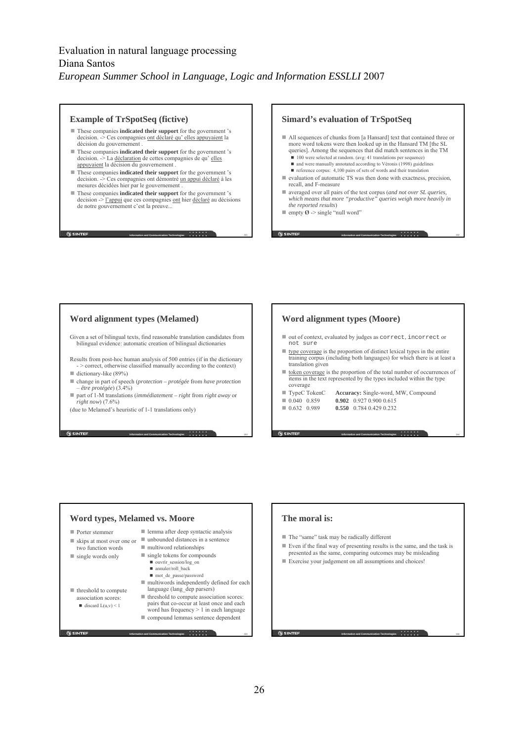Evaluation in natural language processing
Diana Santos
*European Summer School in Language, Logic and Information ESSLLI* 2007

## Example of TrSpotSeq (fictive)

- These companies **indicated their support** for the government 's decision. -> Ces compagnies ont déclaré qu' elles appuyaient la décision du gouvernement .
- These companies **indicated their support** for the government 's decision. -> La déclaration de cettes compagnies de qu' elles appuyaient la décision du gouvernement .
- These companies **indicated their support** for the government 's decision. -> Ces compagnies ont démontré un appui déclaré à les mesures décidées hier par le gouvernement .
- These companies **indicated their support** for the government 's decision -> l'appui que ces compagnies ont hier déclaré au décisions de notre gouvernement c'est la preuve...

## Simard's evaluation of TrSpotSeq

- All sequences of chunks from [a Hansard] text that contained three or more word tokens were then looked up in the Hansard TM [the SL queries]. Among the sequences that did match sentences in the TM
  - 100 were selected at random. (avg: 41 translations per sequence)
  - and were manually annotated according to Véronis (1998) guidelines
  - reference corpus: 4,100 pairs of sets of words and their translation
- evaluation of automatic TS was then done with exactness, precision, recall, and F-measure
- averaged over all pairs of the test corpus (*and not over SL queries, which means that more "productive" queries weigh more heavily in the reported results*)
- empty Ø -> single "null word"

## Word alignment types (Melamed)

Given a set of bilingual texts, find reasonable translation candidates from bilingual evidence: automatic creation of bilingual dictionaries

Results from post-hoc human analysis of 500 entries (if in the dictionary -> correct, otherwise classified manually according to the context)

- dictionary-like (89%)
- change in part of speech (*protection – protégée* from *have protection – être protégée*) (3.4%)
- part of 1-M translations (*immédiatement – right* from *right away* or *right now*) (7.6%)

(due to Melamed's heuristic of 1-1 translations only)

## Word alignment types (Moore)

- out of context, evaluated by judges as `correct`, `incorrect` or `not sure`
- type coverage is the proportion of distinct lexical types in the entire training corpus (including both languages) for which there is at least a translation given
- token coverage is the proportion of the total number of occurrences of items in the text represented by the types included within the type coverage

| TypeC | TokenC | **Accuracy:** Single-word | MW | Compound |
|---|---|---|---|---|
| 0.040 | 0.859 | **0.902** 0.927 | 0.900 | 0.615 |
| 0.632 | 0.989 | **0.550** 0.784 | 0.429 | 0.232 |

## Word types, Melamed vs. Moore

- Porter stemmer
- skips at most over one or two function words
- single words only
- threshold to compute association scores:
  - discard L(u,v) < 1

- lemma after deep syntactic analysis
- unbounded distances in a sentence
- multiword relationships
- single tokens for compounds
  - ouvrir_session/log_on
  - annuler/roll_back
  - mot_de_passe/password
- multiwords independently defined for each language (lang_dep parsers)
- threshold to compute association scores: pairs that co-occur at least once and each word has frequency > 1 in each language
- compound lemmas sentence dependent

## The moral is:

- The "same" task may be radically different
- Even if the final way of presenting results is the same, and the task is presented as the same, comparing outcomes may be misleading
- Exercise your judgement on all assumptions and choices!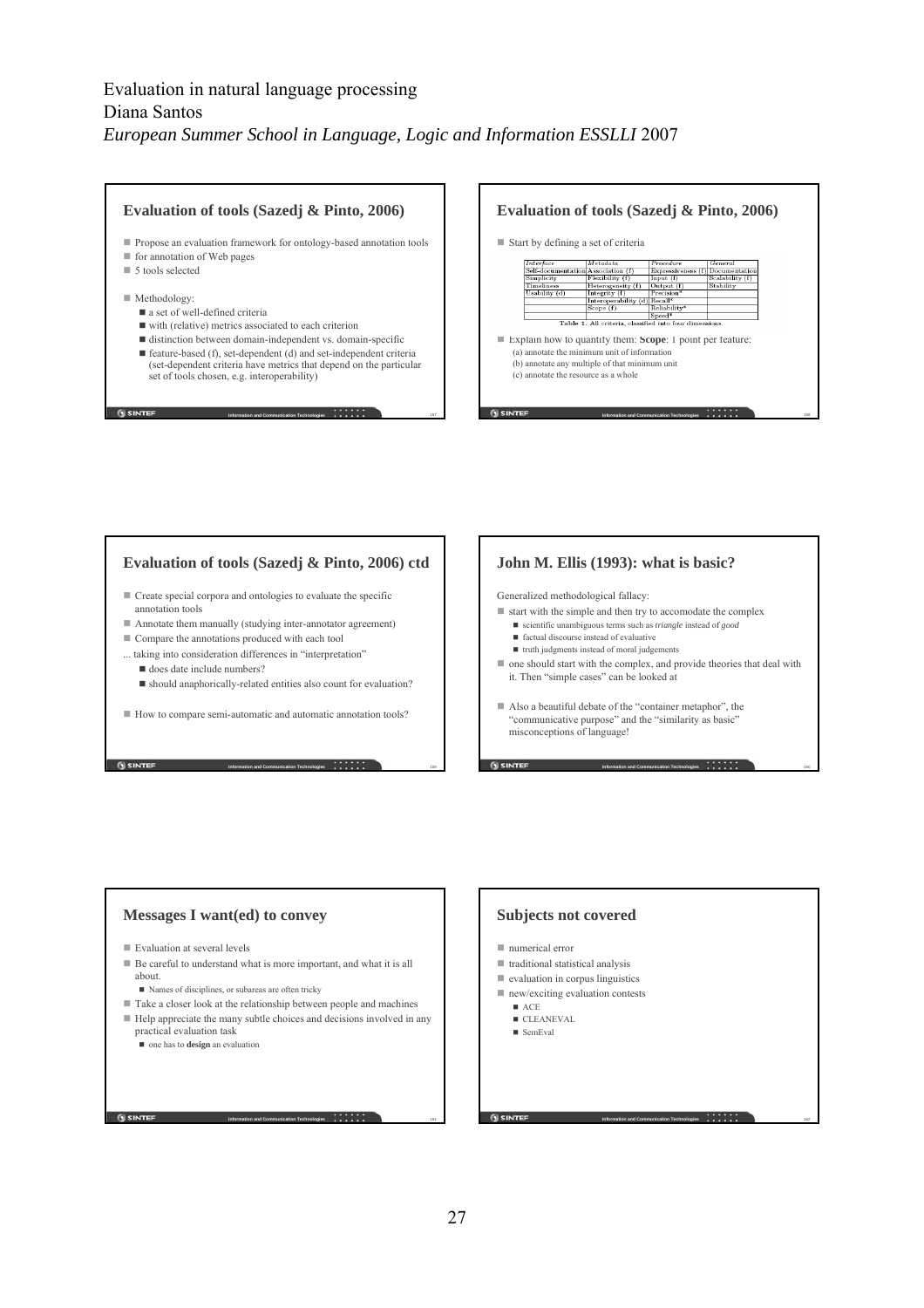Evaluation in natural language processing
Diana Santos
*European Summer School in Language, Logic and Information ESSLLI* 2007

## Evaluation of tools (Sazedj & Pinto, 2006)

- Propose an evaluation framework for ontology-based annotation tools
- for annotation of Web pages
- 5 tools selected
- Methodology:
  - a set of well-defined criteria
  - with (relative) metrics associated to each criterion
  - distinction between domain-independent vs. domain-specific
  - feature-based (f), set-dependent (d) and set-independent criteria (set-dependent criteria have metrics that depend on the particular set of tools chosen, e.g. interoperability)

## Evaluation of tools (Sazedj & Pinto, 2006)

- Start by defining a set of criteria

| *Interface* | *Metadata* | *Procedure* | *General* |
|---|---|---|---|
| Self-documentation | Association (f) | Expressiveness (f) | Documentation |
| Simplicity | Flexibility (f) | Input (f) | Scalability (f) |
| Timeliness | Heterogeneity (f) | Output (f) | Stability |
| Usability (d) | Integrity (f) | Precision* | |
| | Interoperability (d) | Recall* | |
| | Scope (f) | Reliability* | |
| | | Speed* | |

Table 1. All criteria, classified into four dimensions.

- Explain how to quantify them: **Scope**: 1 point per feature:
  - (a) annotate the minimum unit of information
  - (b) annotate any multiple of that minimum unit
  - (c) annotate the resource as a whole

## Evaluation of tools (Sazedj & Pinto, 2006) ctd

- Create special corpora and ontologies to evaluate the specific annotation tools
- Annotate them manually (studying inter-annotator agreement)
- Compare the annotations produced with each tool
- ... taking into consideration differences in "interpretation"
  - does date include numbers?
  - should anaphorically-related entities also count for evaluation?
- How to compare semi-automatic and automatic annotation tools?

## John M. Ellis (1993): what is basic?

Generalized methodological fallacy:

- start with the simple and then try to accomodate the complex
  - scientific unambiguous terms such as *triangle* instead of *good*
  - factual discourse instead of evaluative
  - truth judgments instead of moral judgements
- one should start with the complex, and provide theories that deal with it. Then "simple cases" can be looked at
- Also a beautiful debate of the "container metaphor", the "communicative purpose" and the "similarity as basic" misconceptions of language!

## Messages I want(ed) to convey

- Evaluation at several levels
- Be careful to understand what is more important, and what it is all about.
  - Names of disciplines, or subareas are often tricky
- Take a closer look at the relationship between people and machines
- Help appreciate the many subtle choices and decisions involved in any practical evaluation task
  - one has to **design** an evaluation

## Subjects not covered

- numerical error
- traditional statistical analysis
- evaluation in corpus linguistics
- new/exciting evaluation contests
  - ACE
  - CLEANEVAL
  - SemEval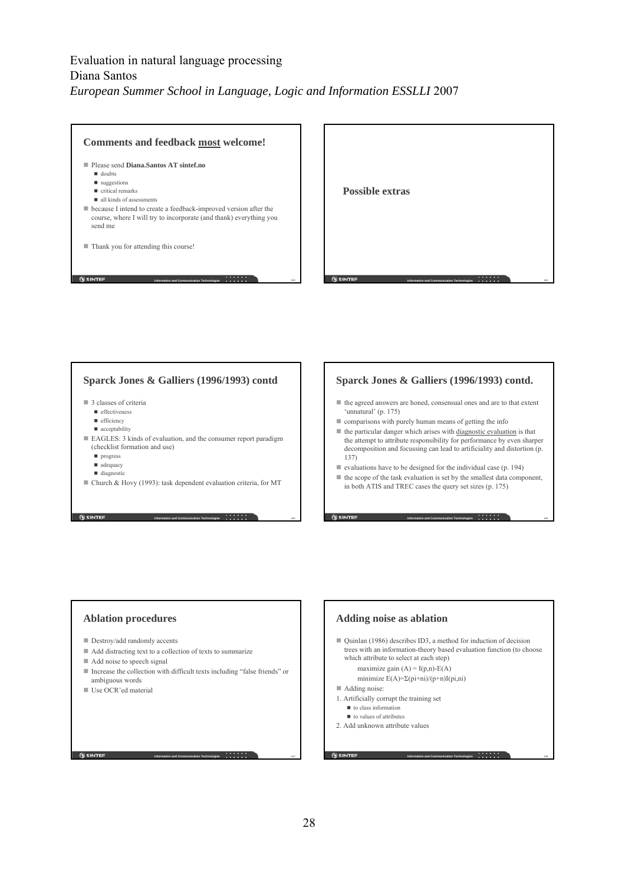Evaluation in natural language processing
Diana Santos
*European Summer School in Language, Logic and Information ESSLLI* 2007

## Comments and feedback most welcome!

- Please send **Diana.Santos AT sintef.no**
  - doubts
  - suggestions
  - critical remarks
  - all kinds of assessments
- because I intend to create a feedback-improved version after the course, where I will try to incorporate (and thank) everything you send me
- Thank you for attending this course!

## Possible extras

## Sparck Jones & Galliers (1996/1993) contd

- 3 classes of criteria
  - effectiveness
  - efficiency
  - acceptability
- EAGLES: 3 kinds of evaluation, and the consumer report paradigm (checklist formation and use)
  - progress
  - adequacy
  - diagnostic
- Church & Hovy (1993): task dependent evaluation criteria, for MT

## Sparck Jones & Galliers (1996/1993) contd.

- the agreed answers are honed, consensual ones and are to that extent 'unnatural' (p. 175)
- comparisons with purely human means of getting the info
- the particular danger which arises with diagnostic evaluation is that the attempt to attribute responsibility for performance by even sharper decomposition and focussing can lead to artificiality and distortion (p. 137)
- evaluations have to be designed for the individual case (p. 194)
- the scope of the task evaluation is set by the smallest data component, in both ATIS and TREC cases the query set sizes (p. 175)

## Ablation procedures

- Destroy/add randomly accents
- Add distracting text to a collection of texts to summarize
- Add noise to speech signal
- Increase the collection with difficult texts including "false friends" or ambiguous words
- Use OCR'ed material

## Adding noise as ablation

- Quinlan (1986) describes ID3, a method for induction of decision trees with an information-theory based evaluation function (to choose which attribute to select at each step)

  maximize $\text{gain}(A) = I(p,n) - E(A)$

  minimize $E(A) = \Sigma(p_i+n_i)/(p+n)I(p_i,n_i)$
- Adding noise:

1. Artificially corrupt the training set
   - to class information
   - to values of attributes
2. Add unknown attribute values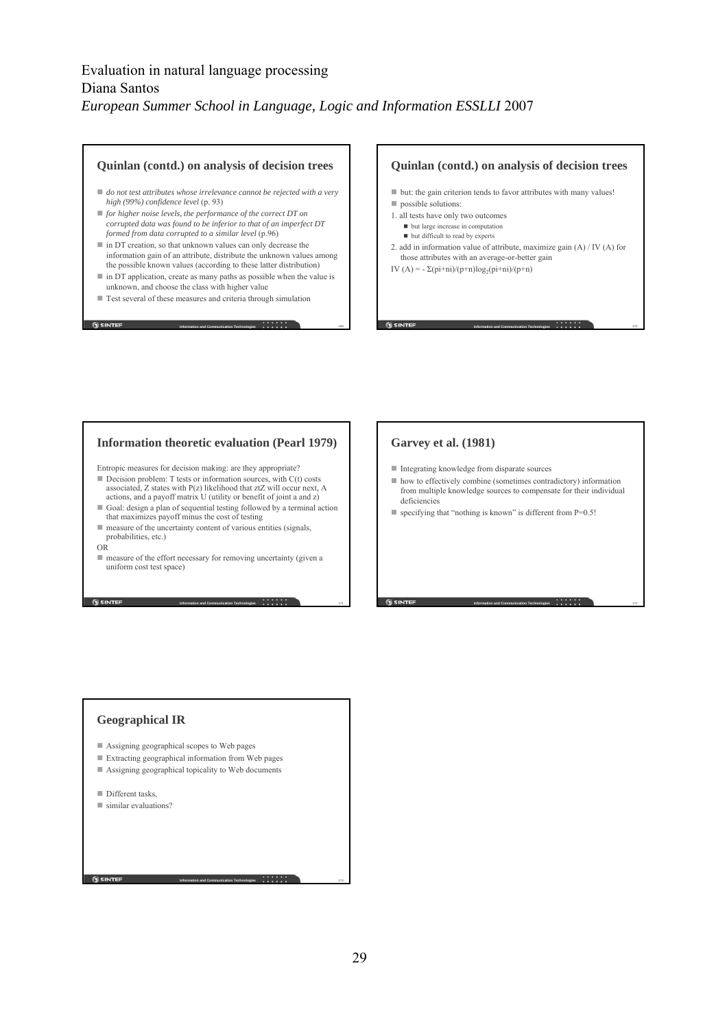Evaluation in natural language processing
Diana Santos
*European Summer School in Language, Logic and Information ESSLLI* 2007

## Quinlan (contd.) on analysis of decision trees

- *do not test attributes whose irrelevance cannot be rejected with a very high (99%) confidence level* (p. 93)
- *for higher noise levels, the performance of the correct DT on corrupted data was found to be inferior to that of an imperfect DT formed from data corrupted to a similar level* (p.96)
- in DT creation, so that unknown values can only decrease the information gain of an attribute, distribute the unknown values among the possible known values (according to these latter distribution)
- in DT application, create as many paths as possible when the value is unknown, and choose the class with higher value
- Test several of these measures and criteria through simulation

## Quinlan (contd.) on analysis of decision trees

- but: the gain criterion tends to favor attributes with many values!
- possible solutions:

1. all tests have only two outcomes
   - but large increase in computation
   - but difficult to read by experts
2. add in information value of attribute, maximize gain (A) / IV (A) for those attributes with an average-or-better gain

IV (A) = $-\Sigma(pi+ni)/(p+n)\log_2(pi+ni)/(p+n)$

## Information theoretic evaluation (Pearl 1979)

Entropic measures for decision making: are they appropriate?

- Decision problem: T tests or information sources, with C(t) costs associated, Z states with P(z) likelihood that ztZ will occur next, A actions, and a payoff matrix U (utility or benefit of joint a and z)
- Goal: design a plan of sequential testing followed by a terminal action that maximizes payoff minus the cost of testing
- measure of the uncertainty content of various entities (signals, probabilities, etc.)

OR

- measure of the effort necessary for removing uncertainty (given a uniform cost test space)

## Garvey et al. (1981)

- Integrating knowledge from disparate sources
- how to effectively combine (sometimes contradictory) information from multiple knowledge sources to compensate for their individual deficiencies
- specifying that "nothing is known" is different from P=0.5!

## Geographical IR

- Assigning geographical scopes to Web pages
- Extracting geographical information from Web pages
- Assigning geographical topicality to Web documents

- Different tasks,
- similar evaluations?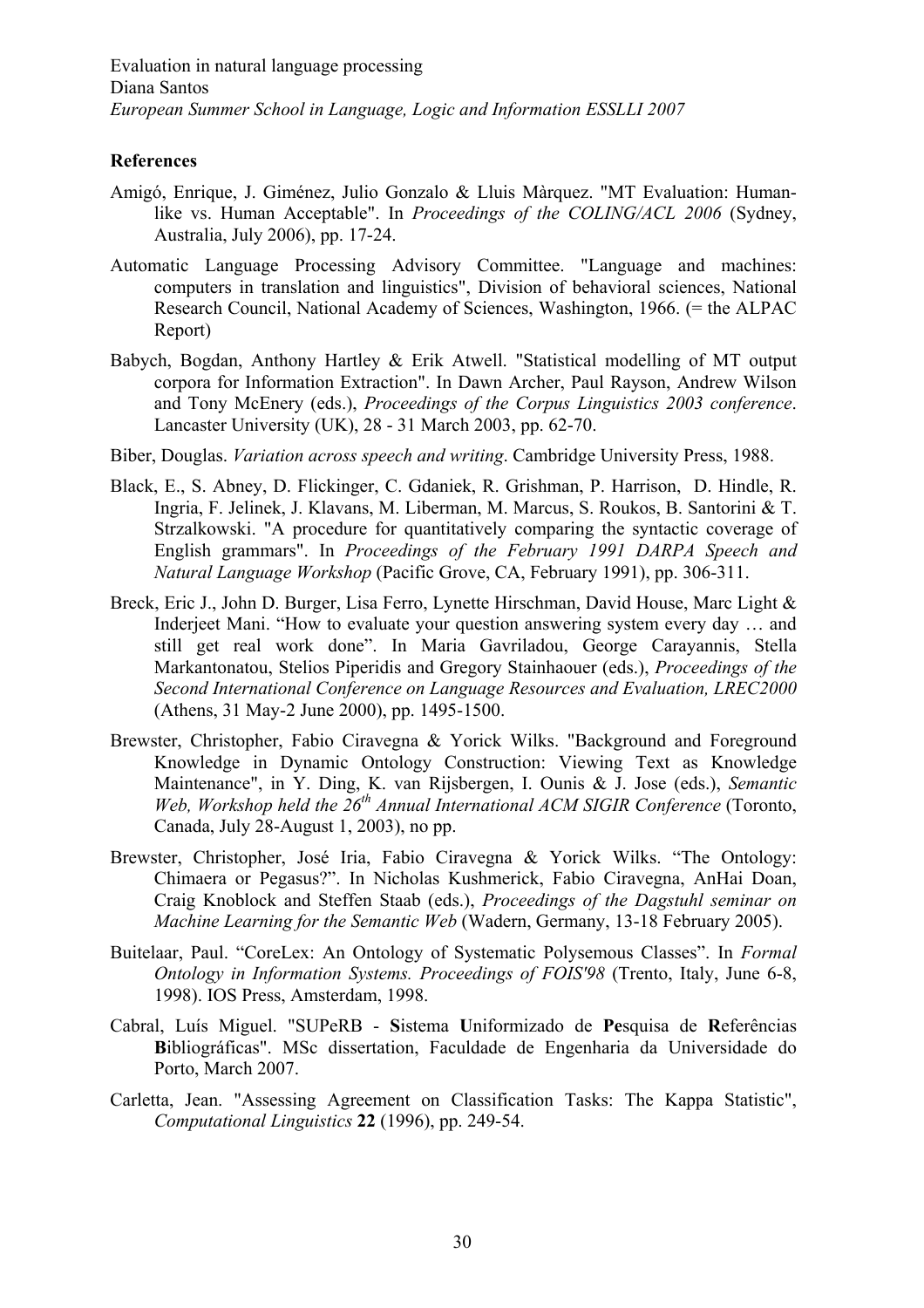**References**

Amigó, Enrique, J. Giménez, Julio Gonzalo & Lluis Màrquez. "MT Evaluation: Human-like vs. Human Acceptable". In *Proceedings of the COLING/ACL 2006* (Sydney, Australia, July 2006), pp. 17-24.

Automatic Language Processing Advisory Committee. "Language and machines: computers in translation and linguistics", Division of behavioral sciences, National Research Council, National Academy of Sciences, Washington, 1966. (= the ALPAC Report)

Babych, Bogdan, Anthony Hartley & Erik Atwell. "Statistical modelling of MT output corpora for Information Extraction". In Dawn Archer, Paul Rayson, Andrew Wilson and Tony McEnery (eds.), *Proceedings of the Corpus Linguistics 2003 conference*. Lancaster University (UK), 28 - 31 March 2003, pp. 62-70.

Biber, Douglas. *Variation across speech and writing*. Cambridge University Press, 1988.

Black, E., S. Abney, D. Flickinger, C. Gdaniek, R. Grishman, P. Harrison, D. Hindle, R. Ingria, F. Jelinek, J. Klavans, M. Liberman, M. Marcus, S. Roukos, B. Santorini & T. Strzalkowski. "A procedure for quantitatively comparing the syntactic coverage of English grammars". In *Proceedings of the February 1991 DARPA Speech and Natural Language Workshop* (Pacific Grove, CA, February 1991), pp. 306-311.

Breck, Eric J., John D. Burger, Lisa Ferro, Lynette Hirschman, David House, Marc Light & Inderjeet Mani. "How to evaluate your question answering system every day … and still get real work done". In Maria Gavriladou, George Carayannis, Stella Markantonatou, Stelios Piperidis and Gregory Stainhaouer (eds.), *Proceedings of the Second International Conference on Language Resources and Evaluation, LREC2000* (Athens, 31 May-2 June 2000), pp. 1495-1500.

Brewster, Christopher, Fabio Ciravegna & Yorick Wilks. "Background and Foreground Knowledge in Dynamic Ontology Construction: Viewing Text as Knowledge Maintenance", in Y. Ding, K. van Rijsbergen, I. Ounis & J. Jose (eds.), *Semantic Web, Workshop held the 26th Annual International ACM SIGIR Conference* (Toronto, Canada, July 28-August 1, 2003), no pp.

Brewster, Christopher, José Iria, Fabio Ciravegna & Yorick Wilks. "The Ontology: Chimaera or Pegasus?". In Nicholas Kushmerick, Fabio Ciravegna, AnHai Doan, Craig Knoblock and Steffen Staab (eds.), *Proceedings of the Dagstuhl seminar on Machine Learning for the Semantic Web* (Wadern, Germany, 13-18 February 2005).

Buitelaar, Paul. "CoreLex: An Ontology of Systematic Polysemous Classes". In *Formal Ontology in Information Systems. Proceedings of FOIS'98* (Trento, Italy, June 6-8, 1998). IOS Press, Amsterdam, 1998.

Cabral, Luís Miguel. "SUPeRB - **S**istema **U**niformizado de **Pe**squisa de **R**eferências **B**ibliográficas". MSc dissertation, Faculdade de Engenharia da Universidade do Porto, March 2007.

Carletta, Jean. "Assessing Agreement on Classification Tasks: The Kappa Statistic", *Computational Linguistics* **22** (1996), pp. 249-54.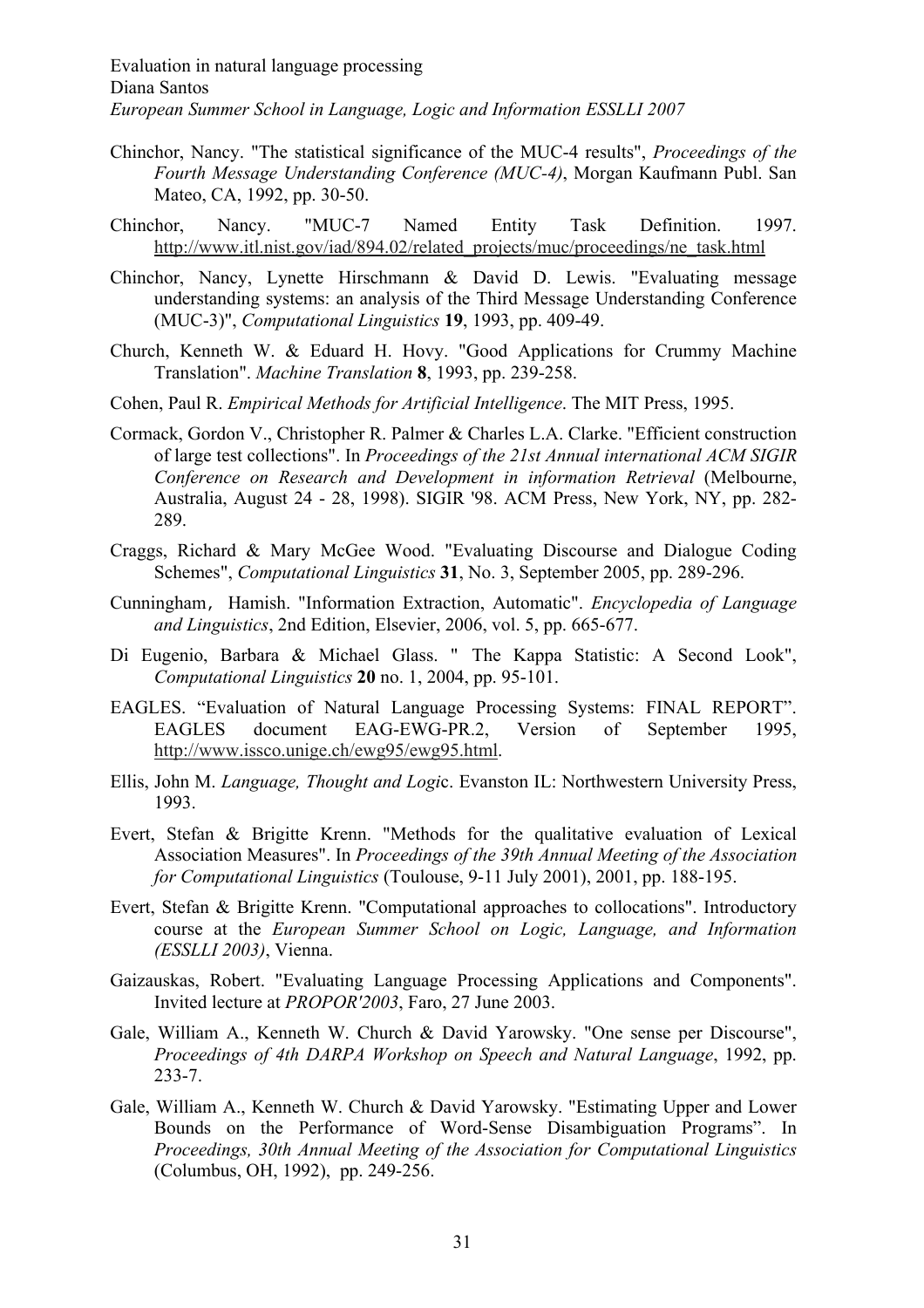Chinchor, Nancy. "The statistical significance of the MUC-4 results", *Proceedings of the Fourth Message Understanding Conference (MUC-4)*, Morgan Kaufmann Publ. San Mateo, CA, 1992, pp. 30-50.

Chinchor, Nancy. "MUC-7 Named Entity Task Definition. 1997. http://www.itl.nist.gov/iad/894.02/related_projects/muc/proceedings/ne_task.html

Chinchor, Nancy, Lynette Hirschmann & David D. Lewis. "Evaluating message understanding systems: an analysis of the Third Message Understanding Conference (MUC-3)", *Computational Linguistics* **19**, 1993, pp. 409-49.

Church, Kenneth W. & Eduard H. Hovy. "Good Applications for Crummy Machine Translation". *Machine Translation* **8**, 1993, pp. 239-258.

Cohen, Paul R. *Empirical Methods for Artificial Intelligence*. The MIT Press, 1995.

Cormack, Gordon V., Christopher R. Palmer & Charles L.A. Clarke. "Efficient construction of large test collections". In *Proceedings of the 21st Annual international ACM SIGIR Conference on Research and Development in information Retrieval* (Melbourne, Australia, August 24 - 28, 1998). SIGIR '98. ACM Press, New York, NY, pp. 282-289.

Craggs, Richard & Mary McGee Wood. "Evaluating Discourse and Dialogue Coding Schemes", *Computational Linguistics* **31**, No. 3, September 2005, pp. 289-296.

Cunningham, Hamish. "Information Extraction, Automatic". *Encyclopedia of Language and Linguistics*, 2nd Edition, Elsevier, 2006, vol. 5, pp. 665-677.

Di Eugenio, Barbara & Michael Glass. " The Kappa Statistic: A Second Look", *Computational Linguistics* **20** no. 1, 2004, pp. 95-101.

EAGLES. "Evaluation of Natural Language Processing Systems: FINAL REPORT". EAGLES document EAG-EWG-PR.2, Version of September 1995, http://www.issco.unige.ch/ewg95/ewg95.html.

Ellis, John M. *Language, Thought and Logic*. Evanston IL: Northwestern University Press, 1993.

Evert, Stefan & Brigitte Krenn. "Methods for the qualitative evaluation of Lexical Association Measures". In *Proceedings of the 39th Annual Meeting of the Association for Computational Linguistics* (Toulouse, 9-11 July 2001), 2001, pp. 188-195.

Evert, Stefan & Brigitte Krenn. "Computational approaches to collocations". Introductory course at the *European Summer School on Logic, Language, and Information (ESSLLI 2003)*, Vienna.

Gaizauskas, Robert. "Evaluating Language Processing Applications and Components". Invited lecture at *PROPOR'2003*, Faro, 27 June 2003.

Gale, William A., Kenneth W. Church & David Yarowsky. "One sense per Discourse", *Proceedings of 4th DARPA Workshop on Speech and Natural Language*, 1992, pp. 233-7.

Gale, William A., Kenneth W. Church & David Yarowsky. "Estimating Upper and Lower Bounds on the Performance of Word-Sense Disambiguation Programs". In *Proceedings, 30th Annual Meeting of the Association for Computational Linguistics* (Columbus, OH, 1992), pp. 249-256.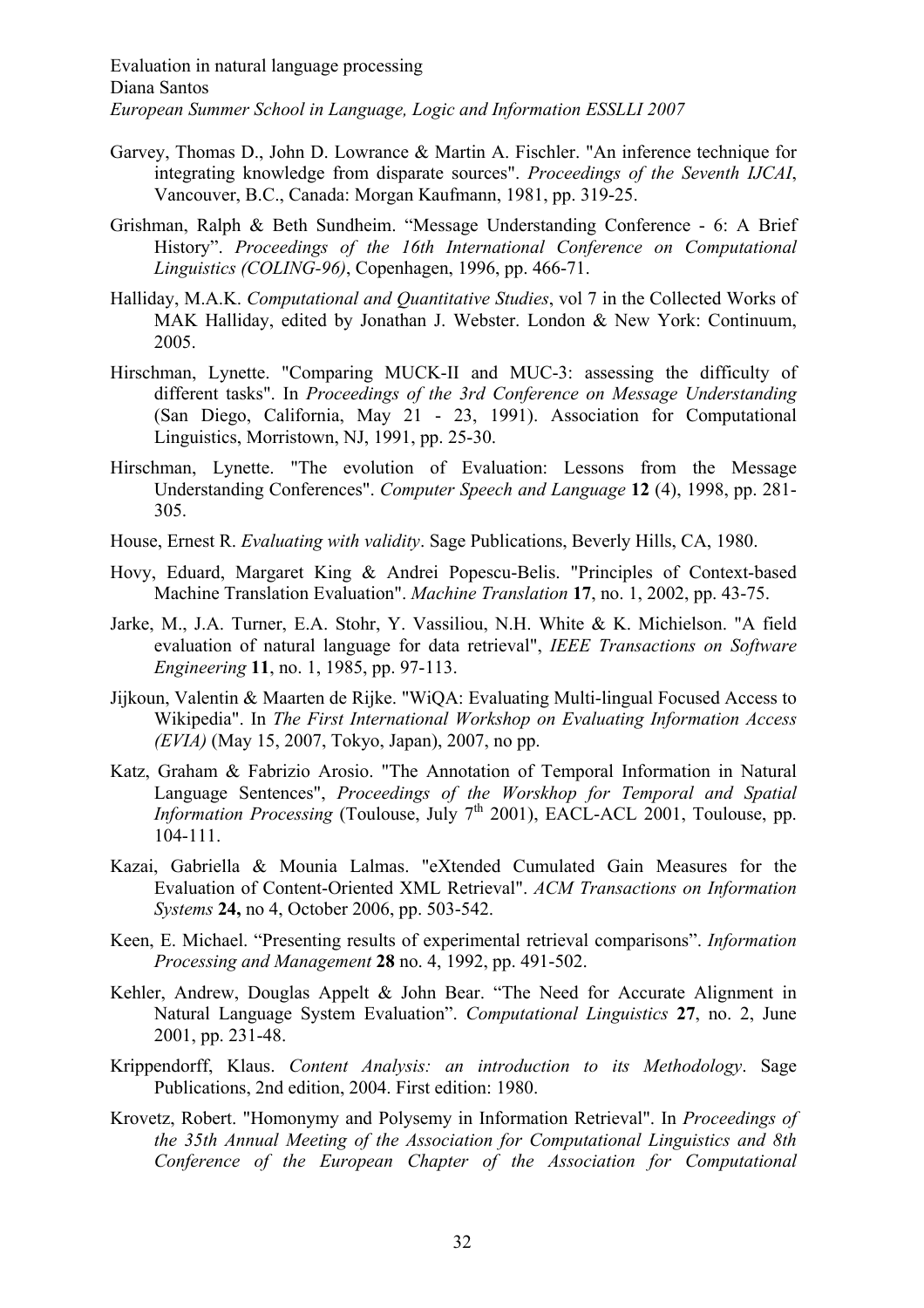Garvey, Thomas D., John D. Lowrance & Martin A. Fischler. "An inference technique for integrating knowledge from disparate sources". *Proceedings of the Seventh IJCAI*, Vancouver, B.C., Canada: Morgan Kaufmann, 1981, pp. 319-25.

Grishman, Ralph & Beth Sundheim. "Message Understanding Conference - 6: A Brief History". *Proceedings of the 16th International Conference on Computational Linguistics (COLING-96)*, Copenhagen, 1996, pp. 466-71.

Halliday, M.A.K. *Computational and Quantitative Studies*, vol 7 in the Collected Works of MAK Halliday, edited by Jonathan J. Webster. London & New York: Continuum, 2005.

Hirschman, Lynette. "Comparing MUCK-II and MUC-3: assessing the difficulty of different tasks". In *Proceedings of the 3rd Conference on Message Understanding* (San Diego, California, May 21 - 23, 1991). Association for Computational Linguistics, Morristown, NJ, 1991, pp. 25-30.

Hirschman, Lynette. "The evolution of Evaluation: Lessons from the Message Understanding Conferences". *Computer Speech and Language* **12** (4), 1998, pp. 281-305.

House, Ernest R. *Evaluating with validity*. Sage Publications, Beverly Hills, CA, 1980.

Hovy, Eduard, Margaret King & Andrei Popescu-Belis. "Principles of Context-based Machine Translation Evaluation". *Machine Translation* **17**, no. 1, 2002, pp. 43-75.

Jarke, M., J.A. Turner, E.A. Stohr, Y. Vassiliou, N.H. White & K. Michielson. "A field evaluation of natural language for data retrieval", *IEEE Transactions on Software Engineering* **11**, no. 1, 1985, pp. 97-113.

Jijkoun, Valentin & Maarten de Rijke. "WiQA: Evaluating Multi-lingual Focused Access to Wikipedia". In *The First International Workshop on Evaluating Information Access (EVIA)* (May 15, 2007, Tokyo, Japan), 2007, no pp.

Katz, Graham & Fabrizio Arosio. "The Annotation of Temporal Information in Natural Language Sentences", *Proceedings of the Worskhop for Temporal and Spatial Information Processing* (Toulouse, July 7th 2001), EACL-ACL 2001, Toulouse, pp. 104-111.

Kazai, Gabriella & Mounia Lalmas. "eXtended Cumulated Gain Measures for the Evaluation of Content-Oriented XML Retrieval". *ACM Transactions on Information Systems* **24,** no 4, October 2006, pp. 503-542.

Keen, E. Michael. "Presenting results of experimental retrieval comparisons". *Information Processing and Management* **28** no. 4, 1992, pp. 491-502.

Kehler, Andrew, Douglas Appelt & John Bear. "The Need for Accurate Alignment in Natural Language System Evaluation". *Computational Linguistics* **27**, no. 2, June 2001, pp. 231-48.

Krippendorff, Klaus. *Content Analysis: an introduction to its Methodology*. Sage Publications, 2nd edition, 2004. First edition: 1980.

Krovetz, Robert. "Homonymy and Polysemy in Information Retrieval". In *Proceedings of the 35th Annual Meeting of the Association for Computational Linguistics and 8th Conference of the European Chapter of the Association for Computational*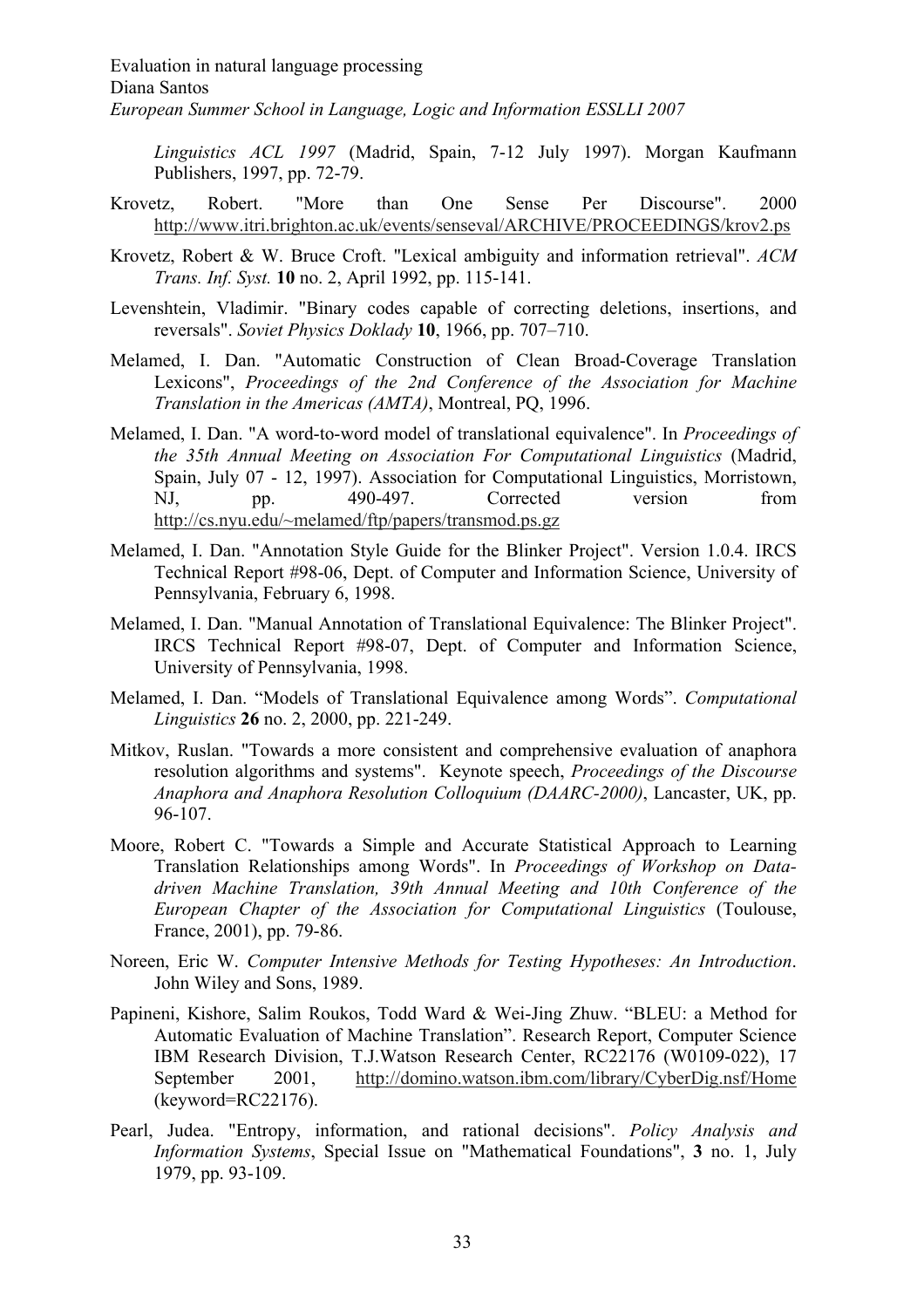*Linguistics ACL 1997* (Madrid, Spain, 7-12 July 1997). Morgan Kaufmann Publishers, 1997, pp. 72-79.

Krovetz, Robert. "More than One Sense Per Discourse". 2000 http://www.itri.brighton.ac.uk/events/senseval/ARCHIVE/PROCEEDINGS/krov2.ps

Krovetz, Robert & W. Bruce Croft. "Lexical ambiguity and information retrieval". *ACM Trans. Inf. Syst.* **10** no. 2, April 1992, pp. 115-141.

Levenshtein, Vladimir. "Binary codes capable of correcting deletions, insertions, and reversals". *Soviet Physics Doklady* **10**, 1966, pp. 707–710.

Melamed, I. Dan. "Automatic Construction of Clean Broad-Coverage Translation Lexicons", *Proceedings of the 2nd Conference of the Association for Machine Translation in the Americas (AMTA)*, Montreal, PQ, 1996.

Melamed, I. Dan. "A word-to-word model of translational equivalence". In *Proceedings of the 35th Annual Meeting on Association For Computational Linguistics* (Madrid, Spain, July 07 - 12, 1997). Association for Computational Linguistics, Morristown, NJ, pp. 490-497. Corrected version from http://cs.nyu.edu/~melamed/ftp/papers/transmod.ps.gz

Melamed, I. Dan. "Annotation Style Guide for the Blinker Project". Version 1.0.4. IRCS Technical Report #98-06, Dept. of Computer and Information Science, University of Pennsylvania, February 6, 1998.

Melamed, I. Dan. "Manual Annotation of Translational Equivalence: The Blinker Project". IRCS Technical Report #98-07, Dept. of Computer and Information Science, University of Pennsylvania, 1998.

Melamed, I. Dan. "Models of Translational Equivalence among Words". *Computational Linguistics* **26** no. 2, 2000, pp. 221-249.

Mitkov, Ruslan. "Towards a more consistent and comprehensive evaluation of anaphora resolution algorithms and systems". Keynote speech, *Proceedings of the Discourse Anaphora and Anaphora Resolution Colloquium (DAARC-2000)*, Lancaster, UK, pp. 96-107.

Moore, Robert C. "Towards a Simple and Accurate Statistical Approach to Learning Translation Relationships among Words". In *Proceedings of Workshop on Data-driven Machine Translation, 39th Annual Meeting and 10th Conference of the European Chapter of the Association for Computational Linguistics* (Toulouse, France, 2001), pp. 79-86.

Noreen, Eric W. *Computer Intensive Methods for Testing Hypotheses: An Introduction*. John Wiley and Sons, 1989.

Papineni, Kishore, Salim Roukos, Todd Ward & Wei-Jing Zhuw. "BLEU: a Method for Automatic Evaluation of Machine Translation". Research Report, Computer Science IBM Research Division, T.J.Watson Research Center, RC22176 (W0109-022), 17 September 2001, http://domino.watson.ibm.com/library/CyberDig.nsf/Home (keyword=RC22176).

Pearl, Judea. "Entropy, information, and rational decisions". *Policy Analysis and Information Systems*, Special Issue on "Mathematical Foundations", **3** no. 1, July 1979, pp. 93-109.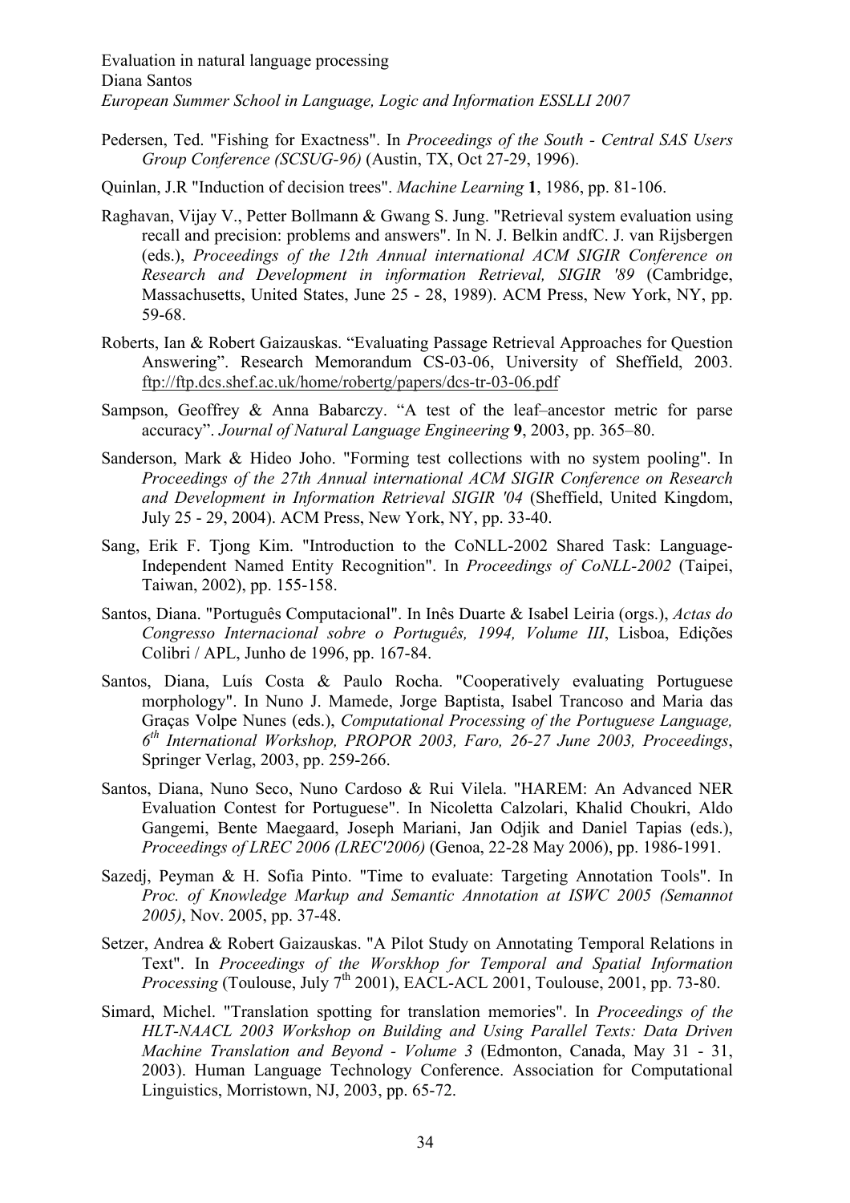Pedersen, Ted. "Fishing for Exactness". In *Proceedings of the South - Central SAS Users Group Conference (SCSUG-96)* (Austin, TX, Oct 27-29, 1996).

Quinlan, J.R "Induction of decision trees". *Machine Learning* **1**, 1986, pp. 81-106.

Raghavan, Vijay V., Petter Bollmann & Gwang S. Jung. "Retrieval system evaluation using recall and precision: problems and answers". In N. J. Belkin andfC. J. van Rijsbergen (eds.), *Proceedings of the 12th Annual international ACM SIGIR Conference on Research and Development in information Retrieval, SIGIR '89* (Cambridge, Massachusetts, United States, June 25 - 28, 1989). ACM Press, New York, NY, pp. 59-68.

Roberts, Ian & Robert Gaizauskas. "Evaluating Passage Retrieval Approaches for Question Answering". Research Memorandum CS-03-06, University of Sheffield, 2003. ftp://ftp.dcs.shef.ac.uk/home/robertg/papers/dcs-tr-03-06.pdf

Sampson, Geoffrey & Anna Babarczy. "A test of the leaf–ancestor metric for parse accuracy". *Journal of Natural Language Engineering* **9**, 2003, pp. 365–80.

Sanderson, Mark & Hideo Joho. "Forming test collections with no system pooling". In *Proceedings of the 27th Annual international ACM SIGIR Conference on Research and Development in Information Retrieval SIGIR '04* (Sheffield, United Kingdom, July 25 - 29, 2004). ACM Press, New York, NY, pp. 33-40.

Sang, Erik F. Tjong Kim. "Introduction to the CoNLL-2002 Shared Task: Language-Independent Named Entity Recognition". In *Proceedings of CoNLL-2002* (Taipei, Taiwan, 2002), pp. 155-158.

Santos, Diana. "Português Computacional". In Inês Duarte & Isabel Leiria (orgs.), *Actas do Congresso Internacional sobre o Português, 1994, Volume III*, Lisboa, Edições Colibri / APL, Junho de 1996, pp. 167-84.

Santos, Diana, Luís Costa & Paulo Rocha. "Cooperatively evaluating Portuguese morphology". In Nuno J. Mamede, Jorge Baptista, Isabel Trancoso and Maria das Graças Volpe Nunes (eds.), *Computational Processing of the Portuguese Language, 6th International Workshop, PROPOR 2003, Faro, 26-27 June 2003, Proceedings*, Springer Verlag, 2003, pp. 259-266.

Santos, Diana, Nuno Seco, Nuno Cardoso & Rui Vilela. "HAREM: An Advanced NER Evaluation Contest for Portuguese". In Nicoletta Calzolari, Khalid Choukri, Aldo Gangemi, Bente Maegaard, Joseph Mariani, Jan Odjik and Daniel Tapias (eds.), *Proceedings of LREC 2006 (LREC'2006)* (Genoa, 22-28 May 2006), pp. 1986-1991.

Sazedj, Peyman & H. Sofia Pinto. "Time to evaluate: Targeting Annotation Tools". In *Proc. of Knowledge Markup and Semantic Annotation at ISWC 2005 (Semannot 2005)*, Nov. 2005, pp. 37-48.

Setzer, Andrea & Robert Gaizauskas. "A Pilot Study on Annotating Temporal Relations in Text". In *Proceedings of the Worskhop for Temporal and Spatial Information Processing* (Toulouse, July 7th 2001), EACL-ACL 2001, Toulouse, 2001, pp. 73-80.

Simard, Michel. "Translation spotting for translation memories". In *Proceedings of the HLT-NAACL 2003 Workshop on Building and Using Parallel Texts: Data Driven Machine Translation and Beyond - Volume 3* (Edmonton, Canada, May 31 - 31, 2003). Human Language Technology Conference. Association for Computational Linguistics, Morristown, NJ, 2003, pp. 65-72.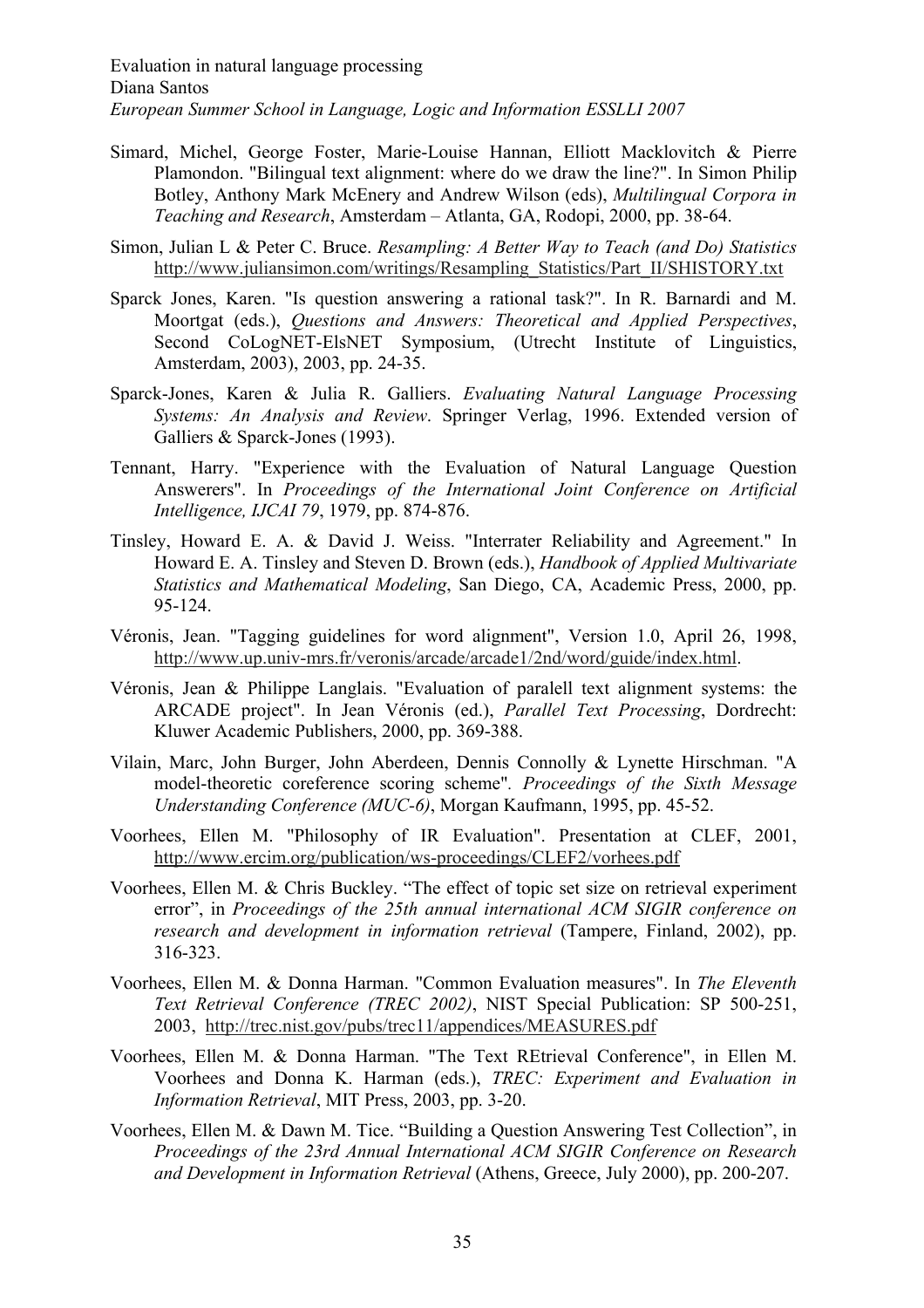Simard, Michel, George Foster, Marie-Louise Hannan, Elliott Macklovitch & Pierre Plamondon. "Bilingual text alignment: where do we draw the line?". In Simon Philip Botley, Anthony Mark McEnery and Andrew Wilson (eds), *Multilingual Corpora in Teaching and Research*, Amsterdam – Atlanta, GA, Rodopi, 2000, pp. 38-64.

Simon, Julian L & Peter C. Bruce. *Resampling: A Better Way to Teach (and Do) Statistics* http://www.juliansimon.com/writings/Resampling_Statistics/Part_II/SHISTORY.txt

Sparck Jones, Karen. "Is question answering a rational task?". In R. Barnardi and M. Moortgat (eds.), *Questions and Answers: Theoretical and Applied Perspectives*, Second CoLogNET-ElsNET Symposium, (Utrecht Institute of Linguistics, Amsterdam, 2003), 2003, pp. 24-35.

Sparck-Jones, Karen & Julia R. Galliers. *Evaluating Natural Language Processing Systems: An Analysis and Review*. Springer Verlag, 1996. Extended version of Galliers & Sparck-Jones (1993).

Tennant, Harry. "Experience with the Evaluation of Natural Language Question Answerers". In *Proceedings of the International Joint Conference on Artificial Intelligence, IJCAI 79*, 1979, pp. 874-876.

Tinsley, Howard E. A. & David J. Weiss. "Interrater Reliability and Agreement." In Howard E. A. Tinsley and Steven D. Brown (eds.), *Handbook of Applied Multivariate Statistics and Mathematical Modeling*, San Diego, CA, Academic Press, 2000, pp. 95-124.

Véronis, Jean. "Tagging guidelines for word alignment", Version 1.0, April 26, 1998, http://www.up.univ-mrs.fr/veronis/arcade/arcade1/2nd/word/guide/index.html.

Véronis, Jean & Philippe Langlais. "Evaluation of paralell text alignment systems: the ARCADE project". In Jean Véronis (ed.), *Parallel Text Processing*, Dordrecht: Kluwer Academic Publishers, 2000, pp. 369-388.

Vilain, Marc, John Burger, John Aberdeen, Dennis Connolly & Lynette Hirschman. "A model-theoretic coreference scoring scheme". *Proceedings of the Sixth Message Understanding Conference (MUC-6)*, Morgan Kaufmann, 1995, pp. 45-52.

Voorhees, Ellen M. "Philosophy of IR Evaluation". Presentation at CLEF, 2001, http://www.ercim.org/publication/ws-proceedings/CLEF2/vorhees.pdf

Voorhees, Ellen M. & Chris Buckley. "The effect of topic set size on retrieval experiment error", in *Proceedings of the 25th annual international ACM SIGIR conference on research and development in information retrieval* (Tampere, Finland, 2002), pp. 316-323.

Voorhees, Ellen M. & Donna Harman. "Common Evaluation measures". In *The Eleventh Text Retrieval Conference (TREC 2002)*, NIST Special Publication: SP 500-251, 2003, http://trec.nist.gov/pubs/trec11/appendices/MEASURES.pdf

Voorhees, Ellen M. & Donna Harman. "The Text REtrieval Conference", in Ellen M. Voorhees and Donna K. Harman (eds.), *TREC: Experiment and Evaluation in Information Retrieval*, MIT Press, 2003, pp. 3-20.

Voorhees, Ellen M. & Dawn M. Tice. "Building a Question Answering Test Collection", in *Proceedings of the 23rd Annual International ACM SIGIR Conference on Research and Development in Information Retrieval* (Athens, Greece, July 2000), pp. 200-207.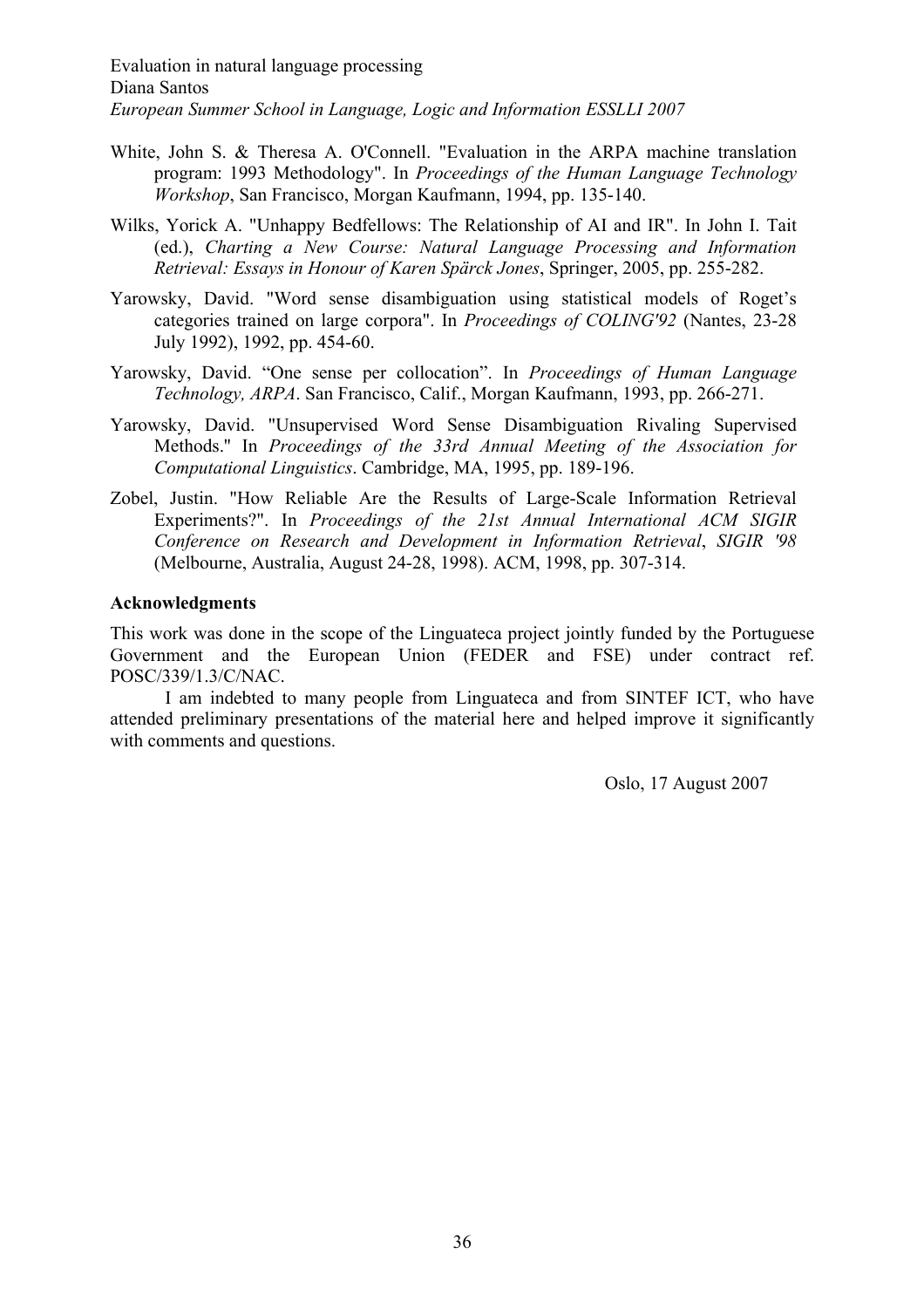White, John S. & Theresa A. O'Connell. "Evaluation in the ARPA machine translation program: 1993 Methodology". In *Proceedings of the Human Language Technology Workshop*, San Francisco, Morgan Kaufmann, 1994, pp. 135-140.

Wilks, Yorick A. "Unhappy Bedfellows: The Relationship of AI and IR". In John I. Tait (ed.), *Charting a New Course: Natural Language Processing and Information Retrieval: Essays in Honour of Karen Spärck Jones*, Springer, 2005, pp. 255-282.

Yarowsky, David. "Word sense disambiguation using statistical models of Roget's categories trained on large corpora". In *Proceedings of COLING'92* (Nantes, 23-28 July 1992), 1992, pp. 454-60.

Yarowsky, David. "One sense per collocation". In *Proceedings of Human Language Technology, ARPA*. San Francisco, Calif., Morgan Kaufmann, 1993, pp. 266-271.

Yarowsky, David. "Unsupervised Word Sense Disambiguation Rivaling Supervised Methods." In *Proceedings of the 33rd Annual Meeting of the Association for Computational Linguistics*. Cambridge, MA, 1995, pp. 189-196.

Zobel, Justin. "How Reliable Are the Results of Large-Scale Information Retrieval Experiments?". In *Proceedings of the 21st Annual International ACM SIGIR Conference on Research and Development in Information Retrieval*, *SIGIR '98* (Melbourne, Australia, August 24-28, 1998). ACM, 1998, pp. 307-314.

**Acknowledgments**

This work was done in the scope of the Linguateca project jointly funded by the Portuguese Government and the European Union (FEDER and FSE) under contract ref. POSC/339/1.3/C/NAC.

I am indebted to many people from Linguateca and from SINTEF ICT, who have attended preliminary presentations of the material here and helped improve it significantly with comments and questions.

Oslo, 17 August 2007